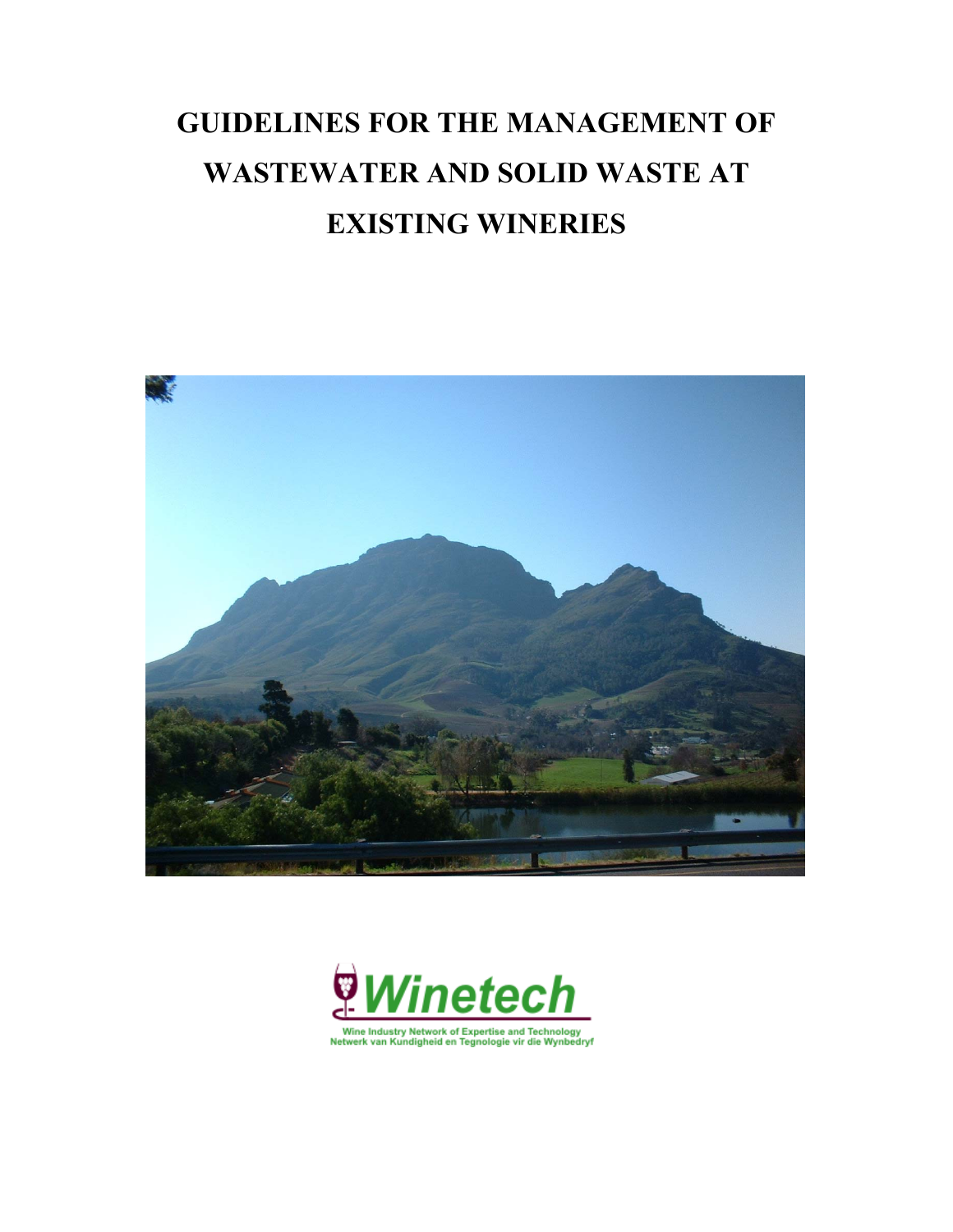# GUIDELINES FOR THE MANAGEMENT OF WASTEWATER AND SOLID WASTE AT EXISTING WINERIES

Winetech

Wine Industry Network of Expertise and Technology
Netwerk van Kundigheid en Tegnologie vir die Wynbedryf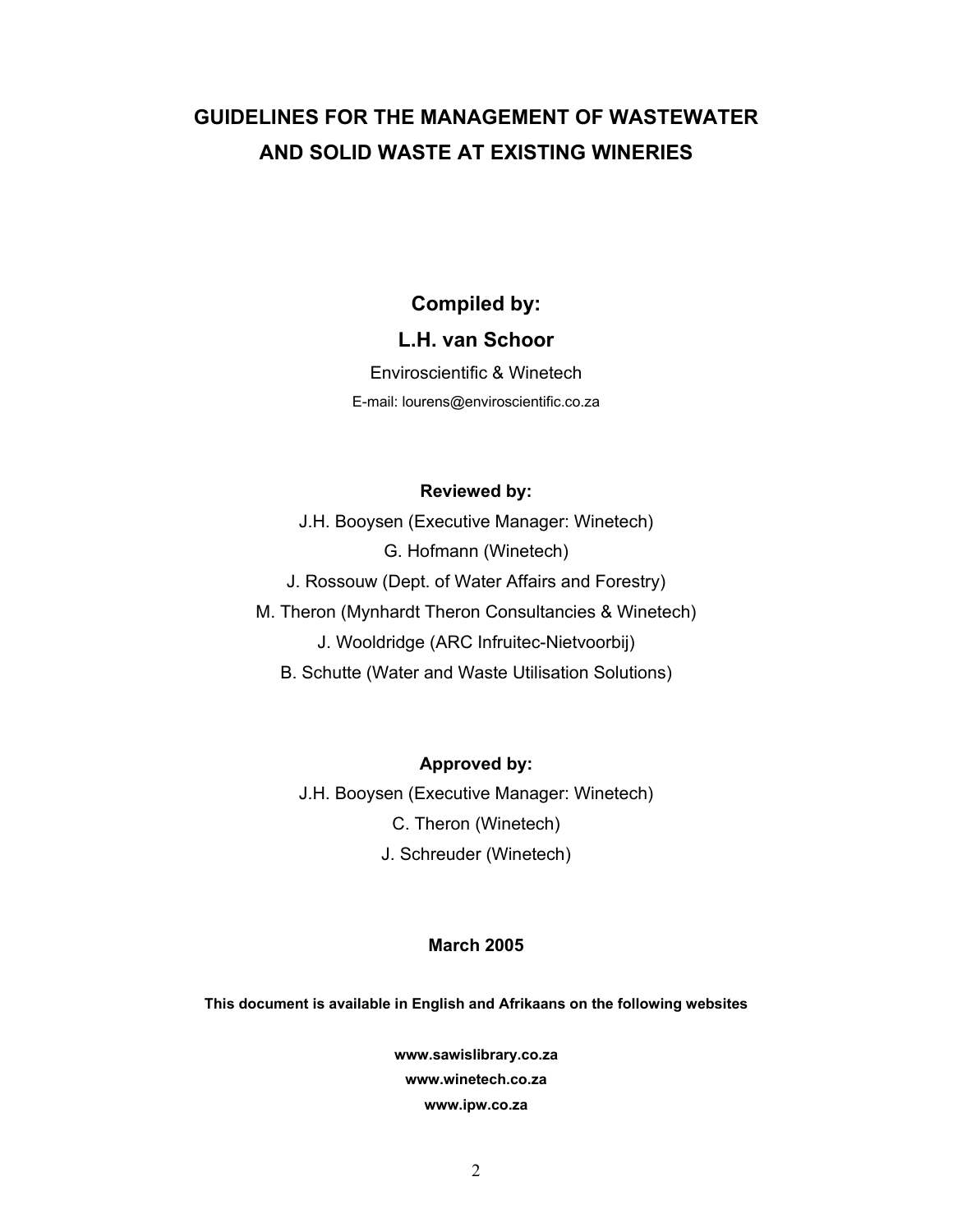# GUIDELINES FOR THE MANAGEMENT OF WASTEWATER AND SOLID WASTE AT EXISTING WINERIES

**Compiled by:**

**L.H. van Schoor**

Enviroscientific & Winetech

E-mail: lourens@enviroscientific.co.za

**Reviewed by:**

J.H. Booysen (Executive Manager: Winetech)

G. Hofmann (Winetech)

J. Rossouw (Dept. of Water Affairs and Forestry)

M. Theron (Mynhardt Theron Consultancies & Winetech)

J. Wooldridge (ARC Infruitec-Nietvoorbij)

B. Schutte (Water and Waste Utilisation Solutions)

**Approved by:**

J.H. Booysen (Executive Manager: Winetech)

C. Theron (Winetech)

J. Schreuder (Winetech)

**March 2005**

**This document is available in English and Afrikaans on the following websites**

**www.sawislibrary.co.za**
**www.winetech.co.za**
**www.ipw.co.za**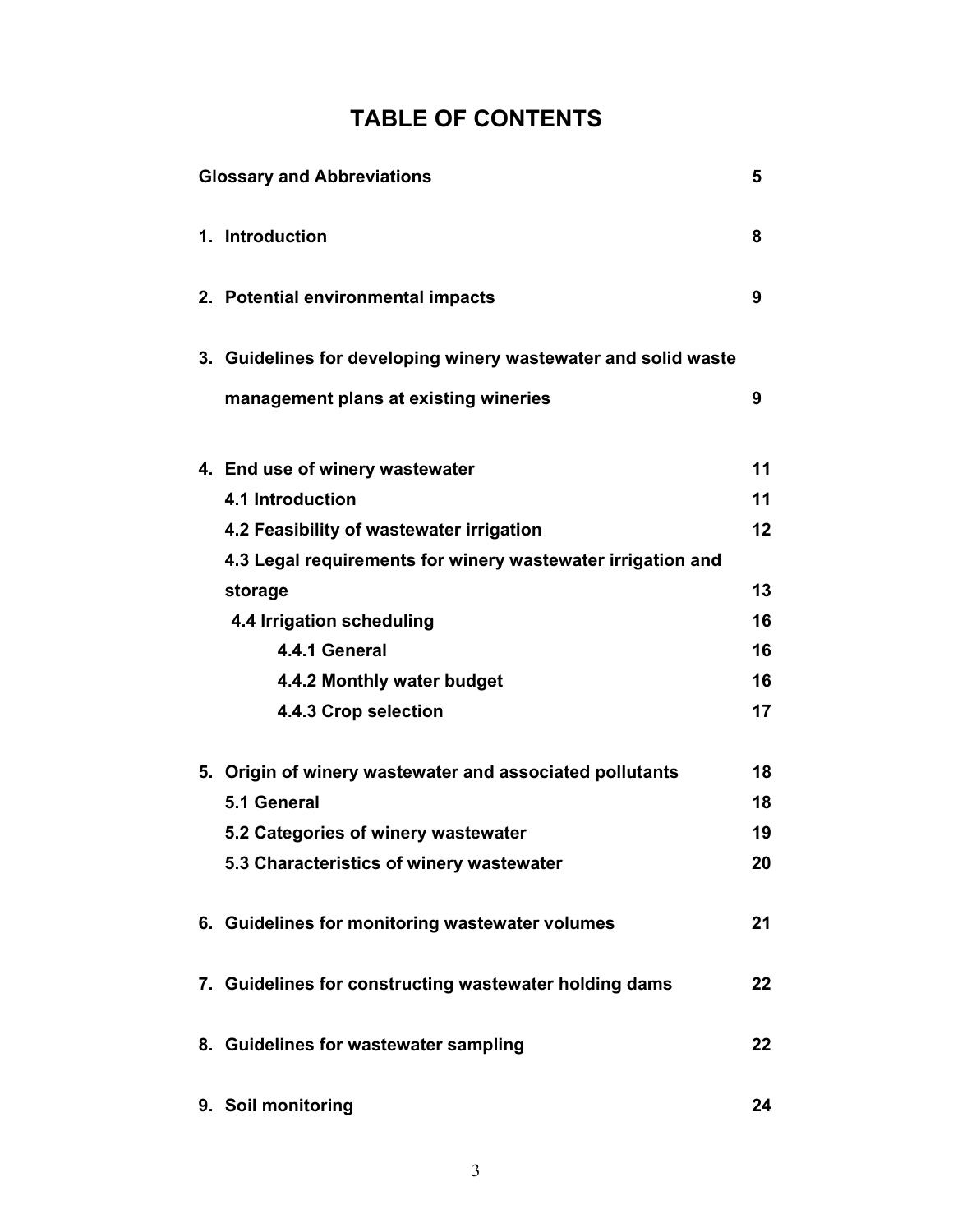# TABLE OF CONTENTS

| | |
|---|---|
| **Glossary and Abbreviations** | **5** |
| **1. Introduction** | **8** |
| **2. Potential environmental impacts** | **9** |
| **3. Guidelines for developing winery wastewater and solid waste management plans at existing wineries** | **9** |
| **4. End use of winery wastewater** | **11** |
| **4.1 Introduction** | **11** |
| **4.2 Feasibility of wastewater irrigation** | **12** |
| **4.3 Legal requirements for winery wastewater irrigation and storage** | **13** |
| **4.4 Irrigation scheduling** | **16** |
| **4.4.1 General** | **16** |
| **4.4.2 Monthly water budget** | **16** |
| **4.4.3 Crop selection** | **17** |
| **5. Origin of winery wastewater and associated pollutants** | **18** |
| **5.1 General** | **18** |
| **5.2 Categories of winery wastewater** | **19** |
| **5.3 Characteristics of winery wastewater** | **20** |
| **6. Guidelines for monitoring wastewater volumes** | **21** |
| **7. Guidelines for constructing wastewater holding dams** | **22** |
| **8. Guidelines for wastewater sampling** | **22** |
| **9. Soil monitoring** | **24** |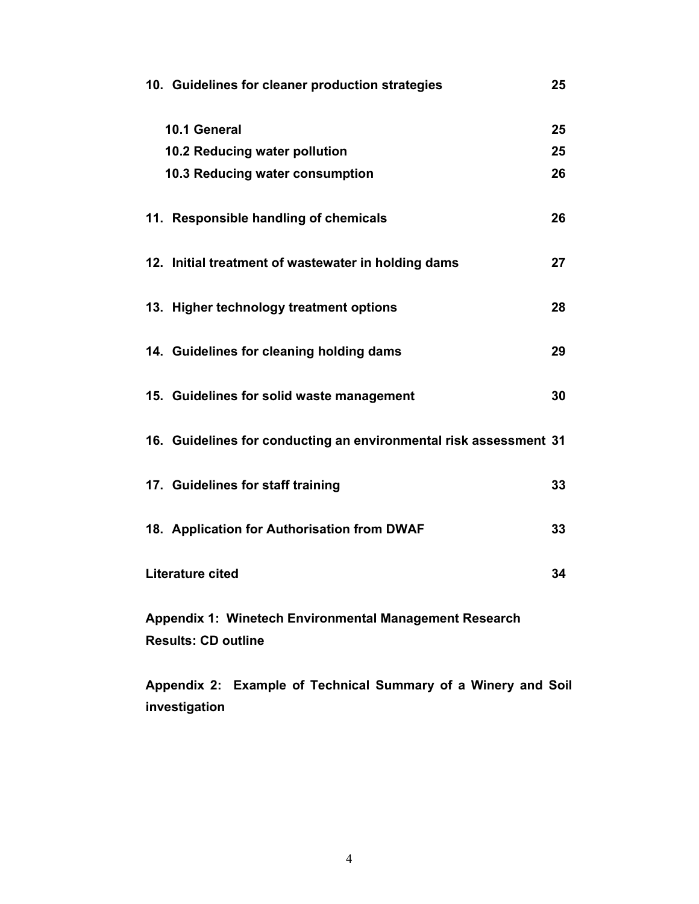| | |
|---|---|
| **10. Guidelines for cleaner production strategies** | **25** |
| **10.1 General** | **25** |
| **10.2 Reducing water pollution** | **25** |
| **10.3 Reducing water consumption** | **26** |
| **11. Responsible handling of chemicals** | **26** |
| **12. Initial treatment of wastewater in holding dams** | **27** |
| **13. Higher technology treatment options** | **28** |
| **14. Guidelines for cleaning holding dams** | **29** |
| **15. Guidelines for solid waste management** | **30** |
| **16. Guidelines for conducting an environmental risk assessment** | **31** |
| **17. Guidelines for staff training** | **33** |
| **18. Application for Authorisation from DWAF** | **33** |
| **Literature cited** | **34** |

**Appendix 1: Winetech Environmental Management Research Results: CD outline**

**Appendix 2: Example of Technical Summary of a Winery and Soil investigation**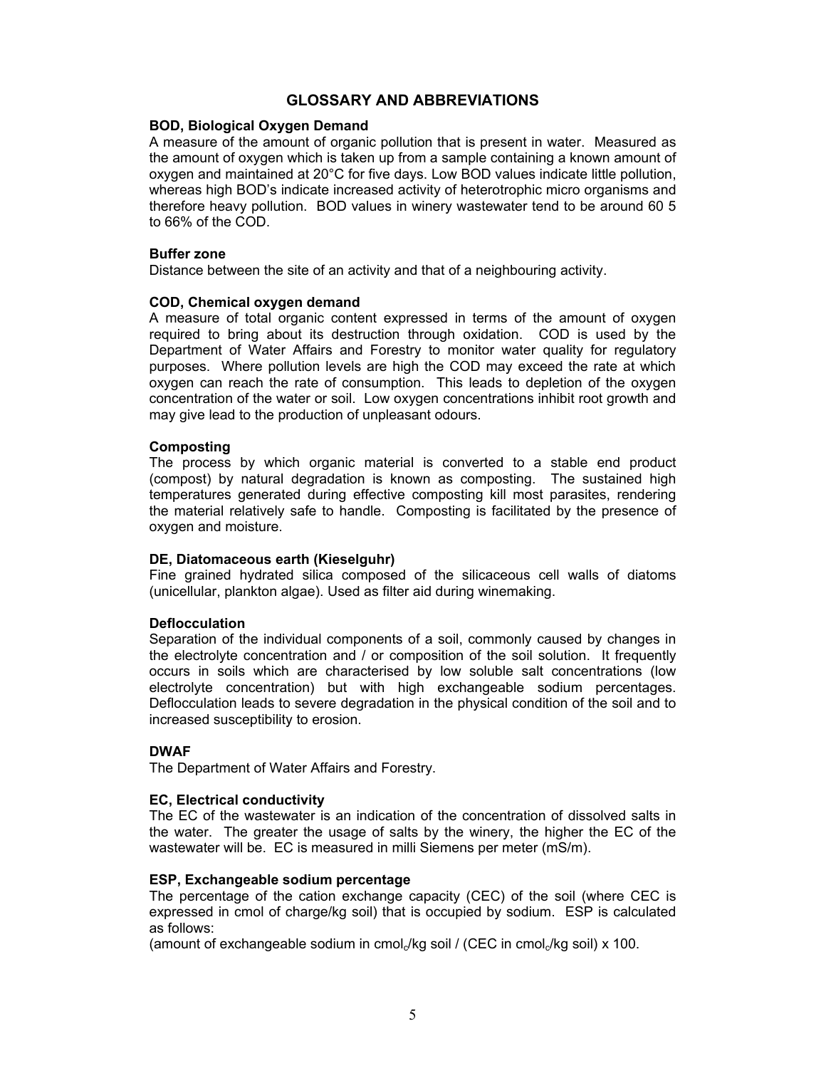## GLOSSARY AND ABBREVIATIONS

**BOD, Biological Oxygen Demand**

A measure of the amount of organic pollution that is present in water. Measured as the amount of oxygen which is taken up from a sample containing a known amount of oxygen and maintained at 20°C for five days. Low BOD values indicate little pollution, whereas high BOD's indicate increased activity of heterotrophic micro organisms and therefore heavy pollution. BOD values in winery wastewater tend to be around 60 5 to 66% of the COD.

**Buffer zone**

Distance between the site of an activity and that of a neighbouring activity.

**COD, Chemical oxygen demand**

A measure of total organic content expressed in terms of the amount of oxygen required to bring about its destruction through oxidation. COD is used by the Department of Water Affairs and Forestry to monitor water quality for regulatory purposes. Where pollution levels are high the COD may exceed the rate at which oxygen can reach the rate of consumption. This leads to depletion of the oxygen concentration of the water or soil. Low oxygen concentrations inhibit root growth and may give lead to the production of unpleasant odours.

**Composting**

The process by which organic material is converted to a stable end product (compost) by natural degradation is known as composting. The sustained high temperatures generated during effective composting kill most parasites, rendering the material relatively safe to handle. Composting is facilitated by the presence of oxygen and moisture.

**DE, Diatomaceous earth (Kieselguhr)**

Fine grained hydrated silica composed of the silicaceous cell walls of diatoms (unicellular, plankton algae). Used as filter aid during winemaking.

**Deflocculation**

Separation of the individual components of a soil, commonly caused by changes in the electrolyte concentration and / or composition of the soil solution. It frequently occurs in soils which are characterised by low soluble salt concentrations (low electrolyte concentration) but with high exchangeable sodium percentages. Deflocculation leads to severe degradation in the physical condition of the soil and to increased susceptibility to erosion.

**DWAF**

The Department of Water Affairs and Forestry.

**EC, Electrical conductivity**

The EC of the wastewater is an indication of the concentration of dissolved salts in the water. The greater the usage of salts by the winery, the higher the EC of the wastewater will be. EC is measured in milli Siemens per meter (mS/m).

**ESP, Exchangeable sodium percentage**

The percentage of the cation exchange capacity (CEC) of the soil (where CEC is expressed in cmol of charge/kg soil) that is occupied by sodium. ESP is calculated as follows:

(amount of exchangeable sodium in $cmol_c$/kg soil / (CEC in $cmol_c$/kg soil) x 100.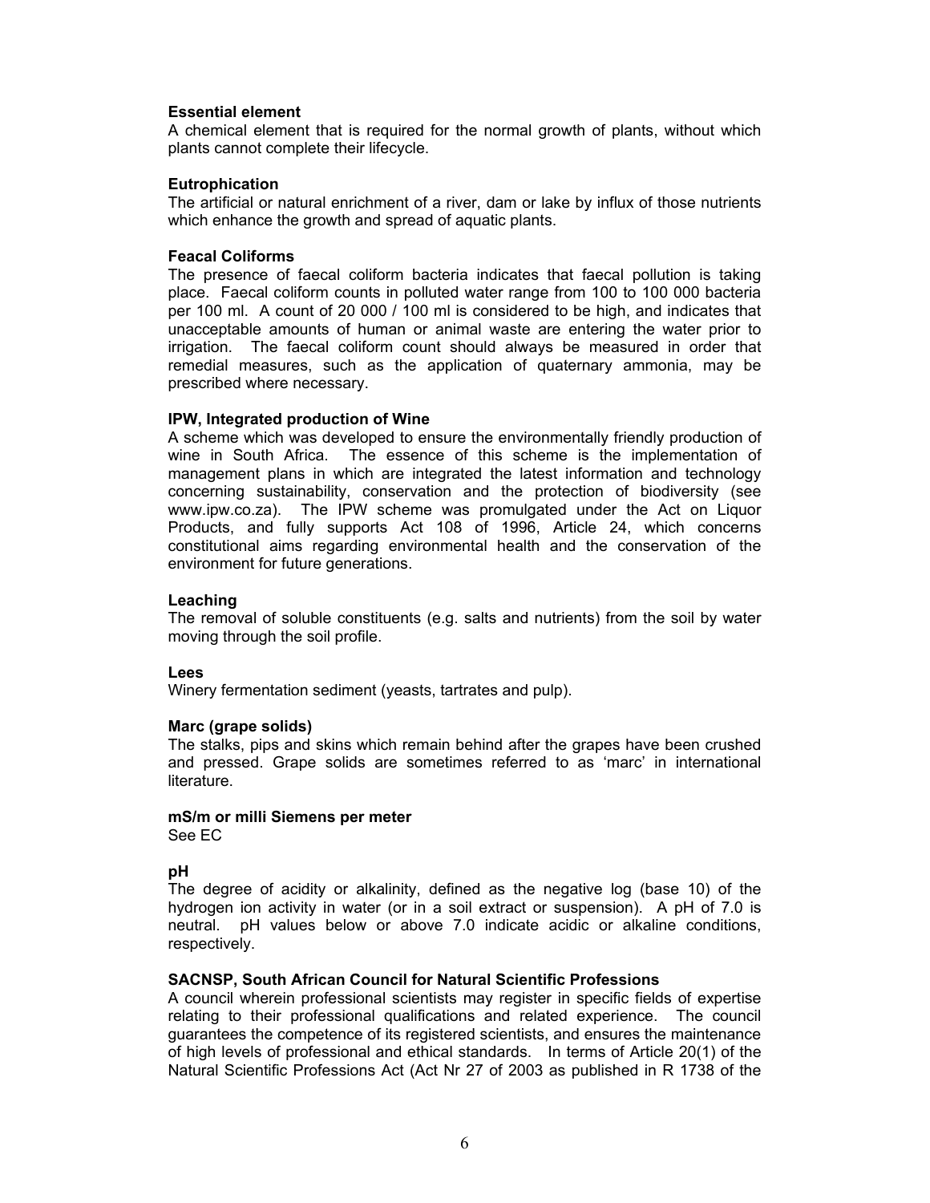**Essential element**
A chemical element that is required for the normal growth of plants, without which plants cannot complete their lifecycle.

**Eutrophication**
The artificial or natural enrichment of a river, dam or lake by influx of those nutrients which enhance the growth and spread of aquatic plants.

**Feacal Coliforms**
The presence of faecal coliform bacteria indicates that faecal pollution is taking place. Faecal coliform counts in polluted water range from 100 to 100 000 bacteria per 100 ml. A count of 20 000 / 100 ml is considered to be high, and indicates that unacceptable amounts of human or animal waste are entering the water prior to irrigation. The faecal coliform count should always be measured in order that remedial measures, such as the application of quaternary ammonia, may be prescribed where necessary.

**IPW, Integrated production of Wine**
A scheme which was developed to ensure the environmentally friendly production of wine in South Africa. The essence of this scheme is the implementation of management plans in which are integrated the latest information and technology concerning sustainability, conservation and the protection of biodiversity (see www.ipw.co.za). The IPW scheme was promulgated under the Act on Liquor Products, and fully supports Act 108 of 1996, Article 24, which concerns constitutional aims regarding environmental health and the conservation of the environment for future generations.

**Leaching**
The removal of soluble constituents (e.g. salts and nutrients) from the soil by water moving through the soil profile.

**Lees**
Winery fermentation sediment (yeasts, tartrates and pulp).

**Marc (grape solids)**
The stalks, pips and skins which remain behind after the grapes have been crushed and pressed. Grape solids are sometimes referred to as 'marc' in international literature.

**mS/m or milli Siemens per meter**
See EC

**pH**
The degree of acidity or alkalinity, defined as the negative log (base 10) of the hydrogen ion activity in water (or in a soil extract or suspension). A pH of 7.0 is neutral. pH values below or above 7.0 indicate acidic or alkaline conditions, respectively.

**SACNSP, South African Council for Natural Scientific Professions**
A council wherein professional scientists may register in specific fields of expertise relating to their professional qualifications and related experience. The council guarantees the competence of its registered scientists, and ensures the maintenance of high levels of professional and ethical standards. In terms of Article 20(1) of the Natural Scientific Professions Act (Act Nr 27 of 2003 as published in R 1738 of the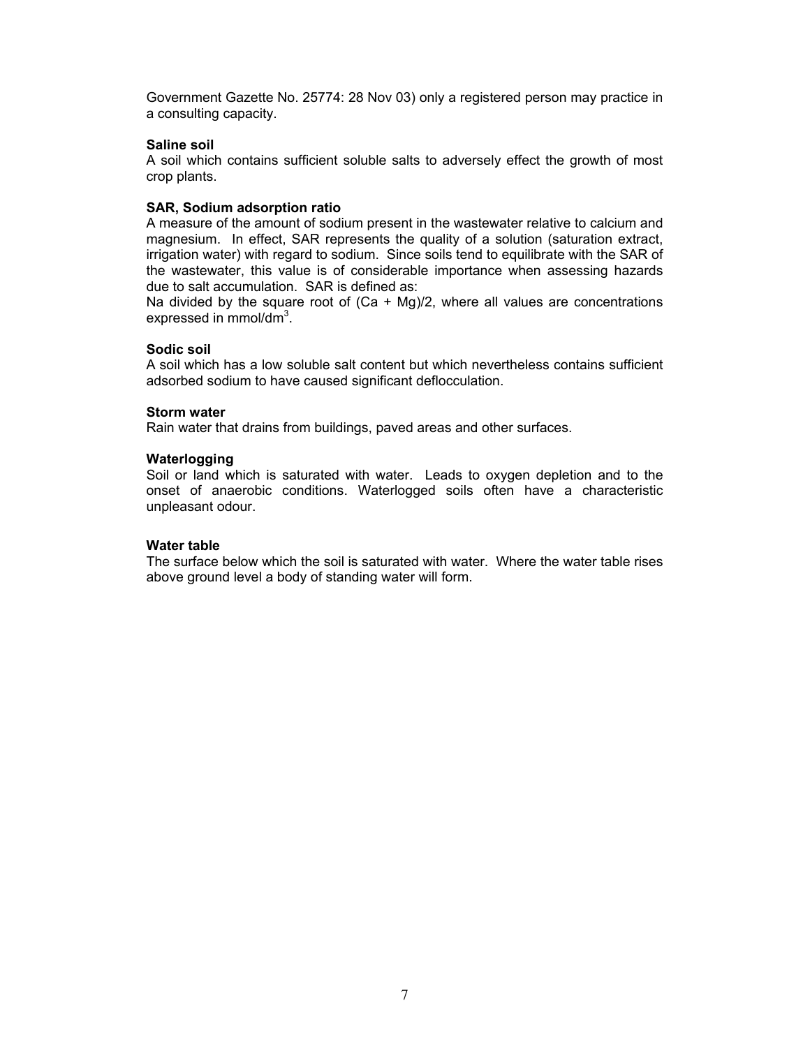Government Gazette No. 25774: 28 Nov 03) only a registered person may practice in a consulting capacity.

**Saline soil**

A soil which contains sufficient soluble salts to adversely effect the growth of most crop plants.

**SAR, Sodium adsorption ratio**

A measure of the amount of sodium present in the wastewater relative to calcium and magnesium. In effect, SAR represents the quality of a solution (saturation extract, irrigation water) with regard to sodium. Since soils tend to equilibrate with the SAR of the wastewater, this value is of considerable importance when assessing hazards due to salt accumulation. SAR is defined as:

Na divided by the square root of (Ca + Mg)/2, where all values are concentrations expressed in mmol/$dm^3$.

**Sodic soil**

A soil which has a low soluble salt content but which nevertheless contains sufficient adsorbed sodium to have caused significant deflocculation.

**Storm water**

Rain water that drains from buildings, paved areas and other surfaces.

**Waterlogging**

Soil or land which is saturated with water. Leads to oxygen depletion and to the onset of anaerobic conditions. Waterlogged soils often have a characteristic unpleasant odour.

**Water table**

The surface below which the soil is saturated with water. Where the water table rises above ground level a body of standing water will form.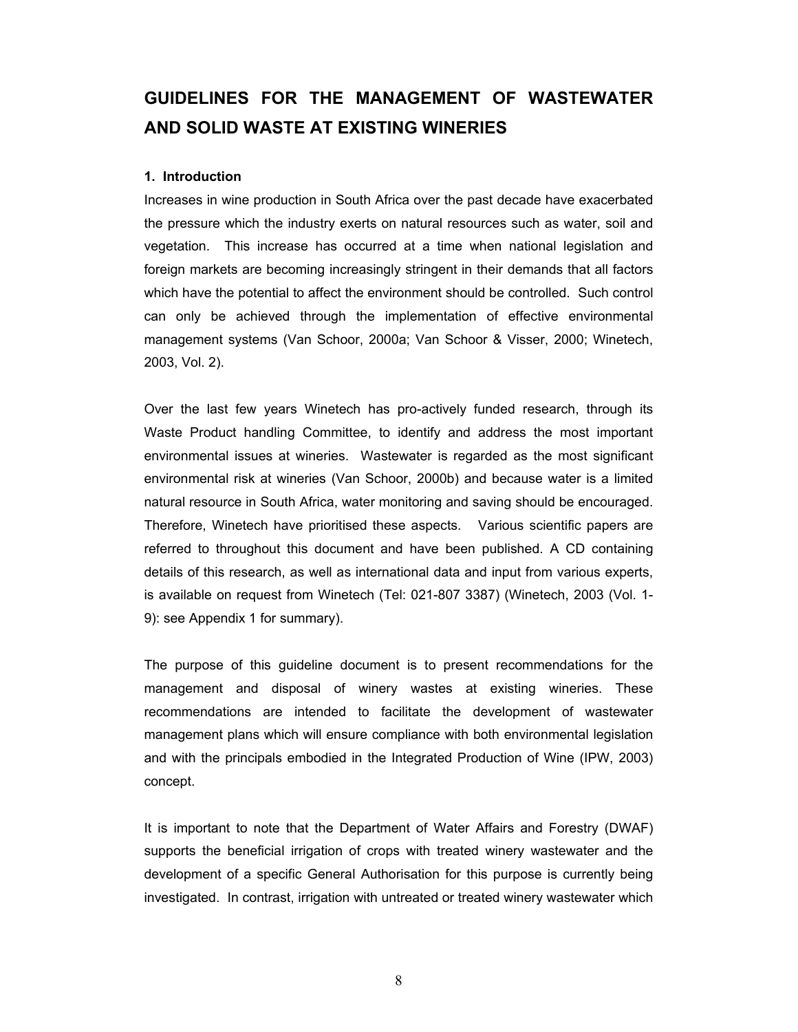# GUIDELINES FOR THE MANAGEMENT OF WASTEWATER AND SOLID WASTE AT EXISTING WINERIES

### 1. Introduction

Increases in wine production in South Africa over the past decade have exacerbated the pressure which the industry exerts on natural resources such as water, soil and vegetation. This increase has occurred at a time when national legislation and foreign markets are becoming increasingly stringent in their demands that all factors which have the potential to affect the environment should be controlled. Such control can only be achieved through the implementation of effective environmental management systems (Van Schoor, 2000a; Van Schoor & Visser, 2000; Winetech, 2003, Vol. 2).

Over the last few years Winetech has pro-actively funded research, through its Waste Product handling Committee, to identify and address the most important environmental issues at wineries. Wastewater is regarded as the most significant environmental risk at wineries (Van Schoor, 2000b) and because water is a limited natural resource in South Africa, water monitoring and saving should be encouraged. Therefore, Winetech have prioritised these aspects. Various scientific papers are referred to throughout this document and have been published. A CD containing details of this research, as well as international data and input from various experts, is available on request from Winetech (Tel: 021-807 3387) (Winetech, 2003 (Vol. 1-9): see Appendix 1 for summary).

The purpose of this guideline document is to present recommendations for the management and disposal of winery wastes at existing wineries. These recommendations are intended to facilitate the development of wastewater management plans which will ensure compliance with both environmental legislation and with the principals embodied in the Integrated Production of Wine (IPW, 2003) concept.

It is important to note that the Department of Water Affairs and Forestry (DWAF) supports the beneficial irrigation of crops with treated winery wastewater and the development of a specific General Authorisation for this purpose is currently being investigated. In contrast, irrigation with untreated or treated winery wastewater which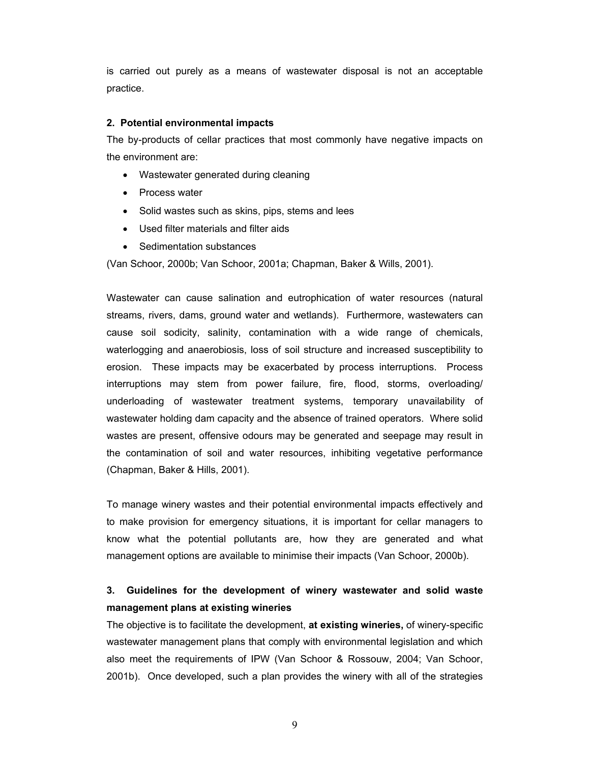is carried out purely as a means of wastewater disposal is not an acceptable practice.

## 2. Potential environmental impacts

The by-products of cellar practices that most commonly have negative impacts on the environment are:

- Wastewater generated during cleaning
- Process water
- Solid wastes such as skins, pips, stems and lees
- Used filter materials and filter aids
- Sedimentation substances

(Van Schoor, 2000b; Van Schoor, 2001a; Chapman, Baker & Wills, 2001).

Wastewater can cause salination and eutrophication of water resources (natural streams, rivers, dams, ground water and wetlands). Furthermore, wastewaters can cause soil sodicity, salinity, contamination with a wide range of chemicals, waterlogging and anaerobiosis, loss of soil structure and increased susceptibility to erosion. These impacts may be exacerbated by process interruptions. Process interruptions may stem from power failure, fire, flood, storms, overloading/ underloading of wastewater treatment systems, temporary unavailability of wastewater holding dam capacity and the absence of trained operators. Where solid wastes are present, offensive odours may be generated and seepage may result in the contamination of soil and water resources, inhibiting vegetative performance (Chapman, Baker & Hills, 2001).

To manage winery wastes and their potential environmental impacts effectively and to make provision for emergency situations, it is important for cellar managers to know what the potential pollutants are, how they are generated and what management options are available to minimise their impacts (Van Schoor, 2000b).

## 3. Guidelines for the development of winery wastewater and solid waste management plans at existing wineries

The objective is to facilitate the development, **at existing wineries,** of winery-specific wastewater management plans that comply with environmental legislation and which also meet the requirements of IPW (Van Schoor & Rossouw, 2004; Van Schoor, 2001b). Once developed, such a plan provides the winery with all of the strategies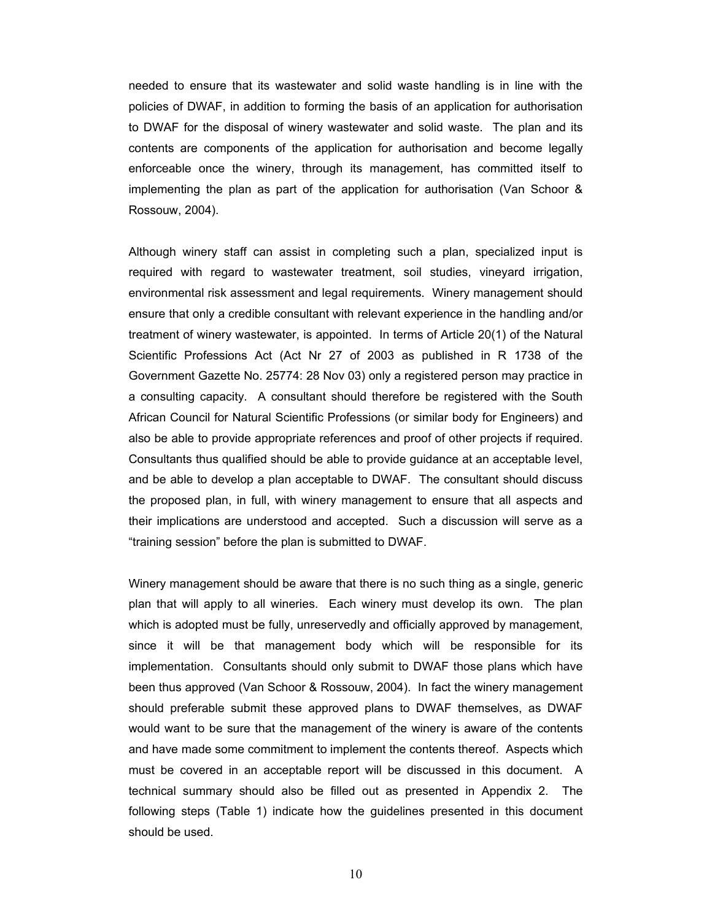needed to ensure that its wastewater and solid waste handling is in line with the policies of DWAF, in addition to forming the basis of an application for authorisation to DWAF for the disposal of winery wastewater and solid waste. The plan and its contents are components of the application for authorisation and become legally enforceable once the winery, through its management, has committed itself to implementing the plan as part of the application for authorisation (Van Schoor & Rossouw, 2004).

Although winery staff can assist in completing such a plan, specialized input is required with regard to wastewater treatment, soil studies, vineyard irrigation, environmental risk assessment and legal requirements. Winery management should ensure that only a credible consultant with relevant experience in the handling and/or treatment of winery wastewater, is appointed. In terms of Article 20(1) of the Natural Scientific Professions Act (Act Nr 27 of 2003 as published in R 1738 of the Government Gazette No. 25774: 28 Nov 03) only a registered person may practice in a consulting capacity. A consultant should therefore be registered with the South African Council for Natural Scientific Professions (or similar body for Engineers) and also be able to provide appropriate references and proof of other projects if required. Consultants thus qualified should be able to provide guidance at an acceptable level, and be able to develop a plan acceptable to DWAF. The consultant should discuss the proposed plan, in full, with winery management to ensure that all aspects and their implications are understood and accepted. Such a discussion will serve as a "training session" before the plan is submitted to DWAF.

Winery management should be aware that there is no such thing as a single, generic plan that will apply to all wineries. Each winery must develop its own. The plan which is adopted must be fully, unreservedly and officially approved by management, since it will be that management body which will be responsible for its implementation. Consultants should only submit to DWAF those plans which have been thus approved (Van Schoor & Rossouw, 2004). In fact the winery management should preferable submit these approved plans to DWAF themselves, as DWAF would want to be sure that the management of the winery is aware of the contents and have made some commitment to implement the contents thereof. Aspects which must be covered in an acceptable report will be discussed in this document. A technical summary should also be filled out as presented in Appendix 2. The following steps (Table 1) indicate how the guidelines presented in this document should be used.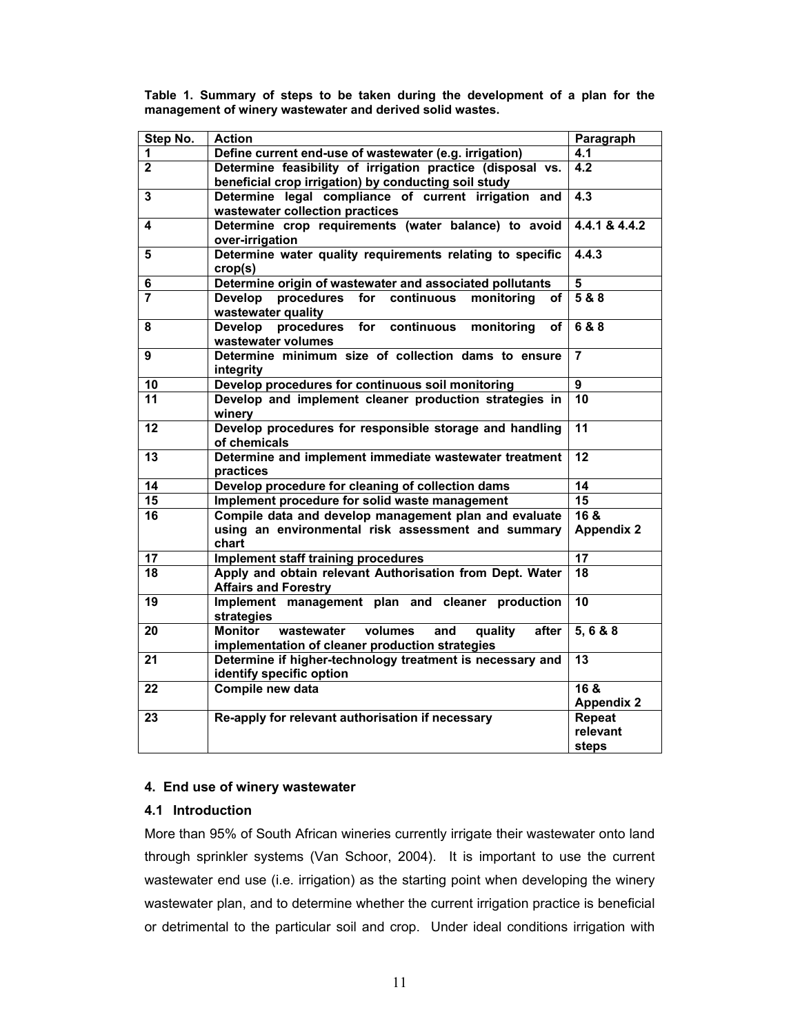**Table 1. Summary of steps to be taken during the development of a plan for the management of winery wastewater and derived solid wastes.**

| Step No. | Action | Paragraph |
|---|---|---|
| 1 | Define current end-use of wastewater (e.g. irrigation) | 4.1 |
| 2 | Determine feasibility of irrigation practice (disposal vs. beneficial crop irrigation) by conducting soil study | 4.2 |
| 3 | Determine legal compliance of current irrigation and wastewater collection practices | 4.3 |
| 4 | Determine crop requirements (water balance) to avoid over-irrigation | 4.4.1 & 4.4.2 |
| 5 | Determine water quality requirements relating to specific crop(s) | 4.4.3 |
| 6 | Determine origin of wastewater and associated pollutants | 5 |
| 7 | Develop procedures for continuous monitoring of wastewater quality | 5 & 8 |
| 8 | Develop procedures for continuous monitoring of wastewater volumes | 6 & 8 |
| 9 | Determine minimum size of collection dams to ensure integrity | 7 |
| 10 | Develop procedures for continuous soil monitoring | 9 |
| 11 | Develop and implement cleaner production strategies in winery | 10 |
| 12 | Develop procedures for responsible storage and handling of chemicals | 11 |
| 13 | Determine and implement immediate wastewater treatment practices | 12 |
| 14 | Develop procedure for cleaning of collection dams | 14 |
| 15 | Implement procedure for solid waste management | 15 |
| 16 | Compile data and develop management plan and evaluate using an environmental risk assessment and summary chart | 16 & Appendix 2 |
| 17 | Implement staff training procedures | 17 |
| 18 | Apply and obtain relevant Authorisation from Dept. Water Affairs and Forestry | 18 |
| 19 | Implement management plan and cleaner production strategies | 10 |
| 20 | Monitor wastewater volumes and quality after implementation of cleaner production strategies | 5, 6 & 8 |
| 21 | Determine if higher-technology treatment is necessary and identify specific option | 13 |
| 22 | Compile new data | 16 & Appendix 2 |
| 23 | Re-apply for relevant authorisation if necessary | Repeat relevant steps |

## 4. End use of winery wastewater

### 4.1 Introduction

More than 95% of South African wineries currently irrigate their wastewater onto land through sprinkler systems (Van Schoor, 2004). It is important to use the current wastewater end use (i.e. irrigation) as the starting point when developing the winery wastewater plan, and to determine whether the current irrigation practice is beneficial or detrimental to the particular soil and crop. Under ideal conditions irrigation with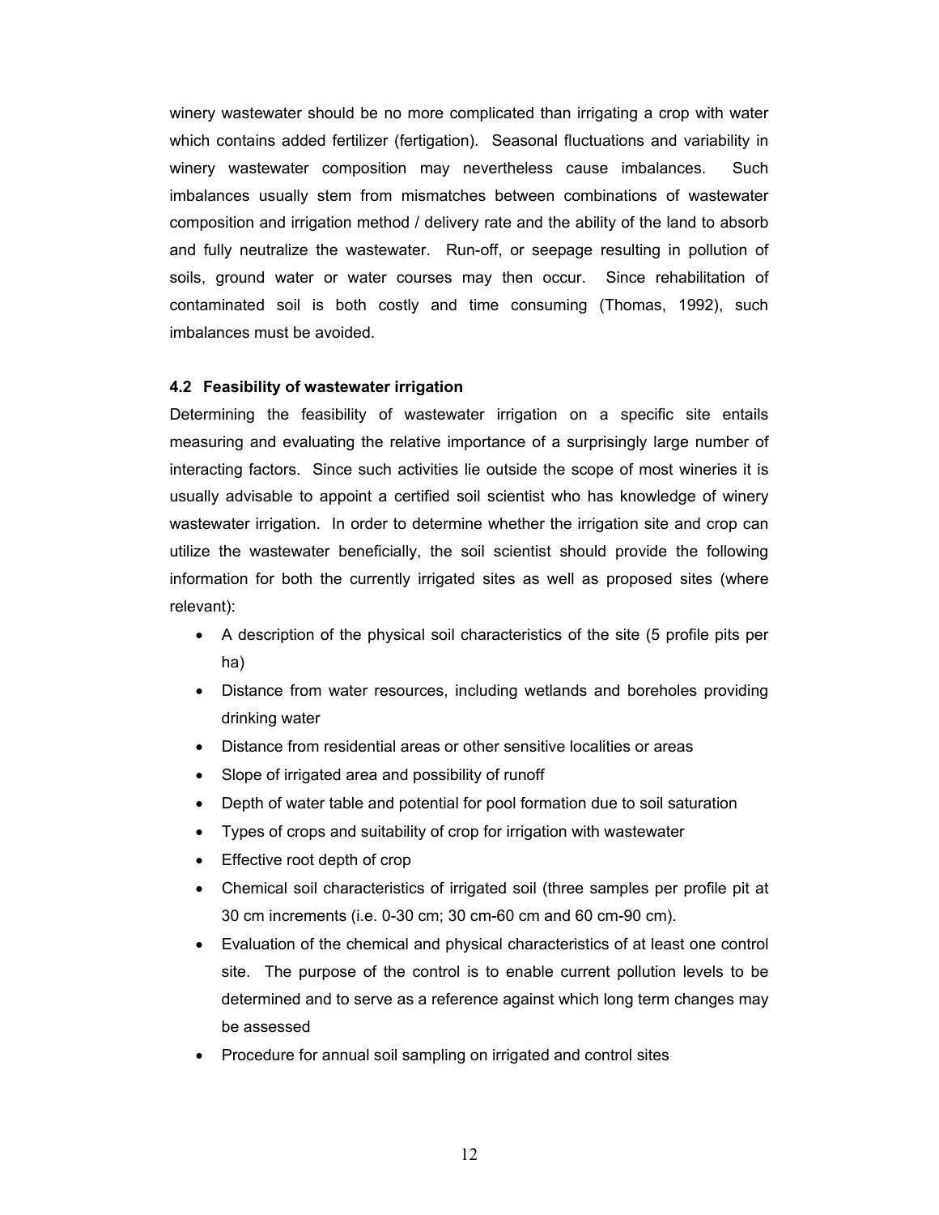winery wastewater should be no more complicated than irrigating a crop with water which contains added fertilizer (fertigation). Seasonal fluctuations and variability in winery wastewater composition may nevertheless cause imbalances. Such imbalances usually stem from mismatches between combinations of wastewater composition and irrigation method / delivery rate and the ability of the land to absorb and fully neutralize the wastewater. Run-off, or seepage resulting in pollution of soils, ground water or water courses may then occur. Since rehabilitation of contaminated soil is both costly and time consuming (Thomas, 1992), such imbalances must be avoided.

### 4.2 Feasibility of wastewater irrigation

Determining the feasibility of wastewater irrigation on a specific site entails measuring and evaluating the relative importance of a surprisingly large number of interacting factors. Since such activities lie outside the scope of most wineries it is usually advisable to appoint a certified soil scientist who has knowledge of winery wastewater irrigation. In order to determine whether the irrigation site and crop can utilize the wastewater beneficially, the soil scientist should provide the following information for both the currently irrigated sites as well as proposed sites (where relevant):

- A description of the physical soil characteristics of the site (5 profile pits per ha)
- Distance from water resources, including wetlands and boreholes providing drinking water
- Distance from residential areas or other sensitive localities or areas
- Slope of irrigated area and possibility of runoff
- Depth of water table and potential for pool formation due to soil saturation
- Types of crops and suitability of crop for irrigation with wastewater
- Effective root depth of crop
- Chemical soil characteristics of irrigated soil (three samples per profile pit at 30 cm increments (i.e. 0-30 cm; 30 cm-60 cm and 60 cm-90 cm).
- Evaluation of the chemical and physical characteristics of at least one control site. The purpose of the control is to enable current pollution levels to be determined and to serve as a reference against which long term changes may be assessed
- Procedure for annual soil sampling on irrigated and control sites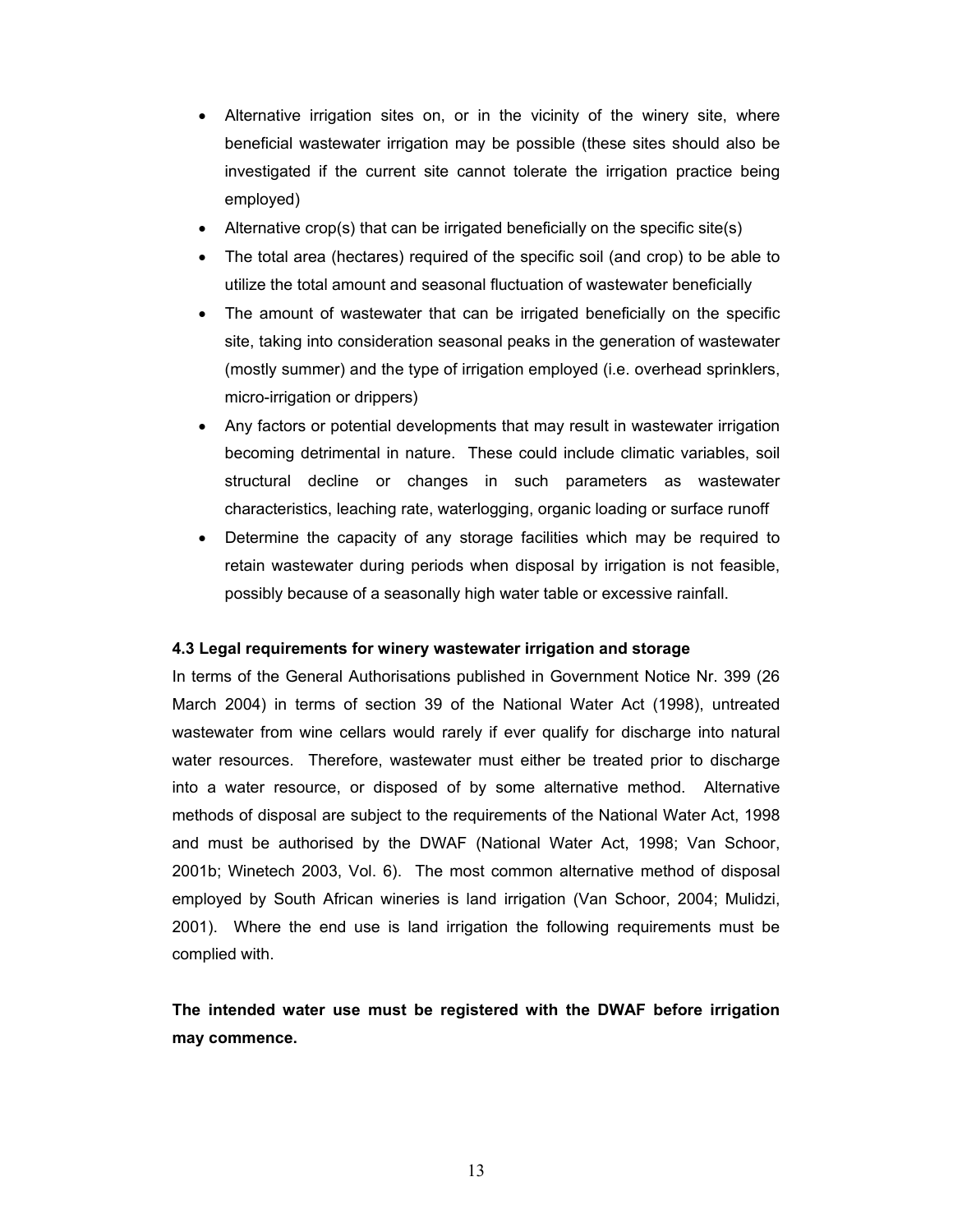- Alternative irrigation sites on, or in the vicinity of the winery site, where beneficial wastewater irrigation may be possible (these sites should also be investigated if the current site cannot tolerate the irrigation practice being employed)
- Alternative crop(s) that can be irrigated beneficially on the specific site(s)
- The total area (hectares) required of the specific soil (and crop) to be able to utilize the total amount and seasonal fluctuation of wastewater beneficially
- The amount of wastewater that can be irrigated beneficially on the specific site, taking into consideration seasonal peaks in the generation of wastewater (mostly summer) and the type of irrigation employed (i.e. overhead sprinklers, micro-irrigation or drippers)
- Any factors or potential developments that may result in wastewater irrigation becoming detrimental in nature. These could include climatic variables, soil structural decline or changes in such parameters as wastewater characteristics, leaching rate, waterlogging, organic loading or surface runoff
- Determine the capacity of any storage facilities which may be required to retain wastewater during periods when disposal by irrigation is not feasible, possibly because of a seasonally high water table or excessive rainfall.

### 4.3 Legal requirements for winery wastewater irrigation and storage

In terms of the General Authorisations published in Government Notice Nr. 399 (26 March 2004) in terms of section 39 of the National Water Act (1998), untreated wastewater from wine cellars would rarely if ever qualify for discharge into natural water resources. Therefore, wastewater must either be treated prior to discharge into a water resource, or disposed of by some alternative method. Alternative methods of disposal are subject to the requirements of the National Water Act, 1998 and must be authorised by the DWAF (National Water Act, 1998; Van Schoor, 2001b; Winetech 2003, Vol. 6). The most common alternative method of disposal employed by South African wineries is land irrigation (Van Schoor, 2004; Mulidzi, 2001). Where the end use is land irrigation the following requirements must be complied with.

**The intended water use must be registered with the DWAF before irrigation may commence.**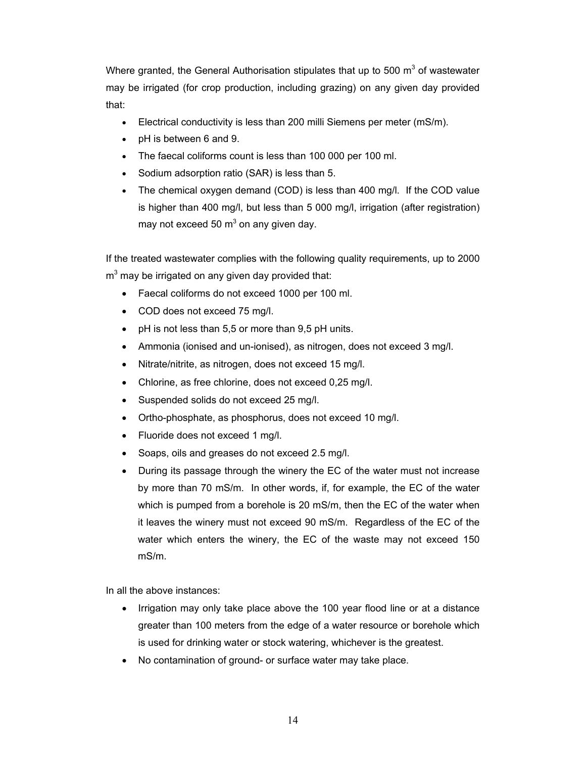Where granted, the General Authorisation stipulates that up to 500 $m^3$ of wastewater may be irrigated (for crop production, including grazing) on any given day provided that:

- Electrical conductivity is less than 200 milli Siemens per meter (mS/m).
- pH is between 6 and 9.
- The faecal coliforms count is less than 100 000 per 100 ml.
- Sodium adsorption ratio (SAR) is less than 5.
- The chemical oxygen demand (COD) is less than 400 mg/l. If the COD value is higher than 400 mg/l, but less than 5 000 mg/l, irrigation (after registration) may not exceed 50 $m^3$ on any given day.

If the treated wastewater complies with the following quality requirements, up to 2000 $m^3$ may be irrigated on any given day provided that:

- Faecal coliforms do not exceed 1000 per 100 ml.
- COD does not exceed 75 mg/l.
- pH is not less than 5,5 or more than 9,5 pH units.
- Ammonia (ionised and un-ionised), as nitrogen, does not exceed 3 mg/l.
- Nitrate/nitrite, as nitrogen, does not exceed 15 mg/l.
- Chlorine, as free chlorine, does not exceed 0,25 mg/l.
- Suspended solids do not exceed 25 mg/l.
- Ortho-phosphate, as phosphorus, does not exceed 10 mg/l.
- Fluoride does not exceed 1 mg/l.
- Soaps, oils and greases do not exceed 2.5 mg/l.
- During its passage through the winery the EC of the water must not increase by more than 70 mS/m. In other words, if, for example, the EC of the water which is pumped from a borehole is 20 mS/m, then the EC of the water when it leaves the winery must not exceed 90 mS/m. Regardless of the EC of the water which enters the winery, the EC of the waste may not exceed 150 mS/m.

In all the above instances:

- Irrigation may only take place above the 100 year flood line or at a distance greater than 100 meters from the edge of a water resource or borehole which is used for drinking water or stock watering, whichever is the greatest.
- No contamination of ground- or surface water may take place.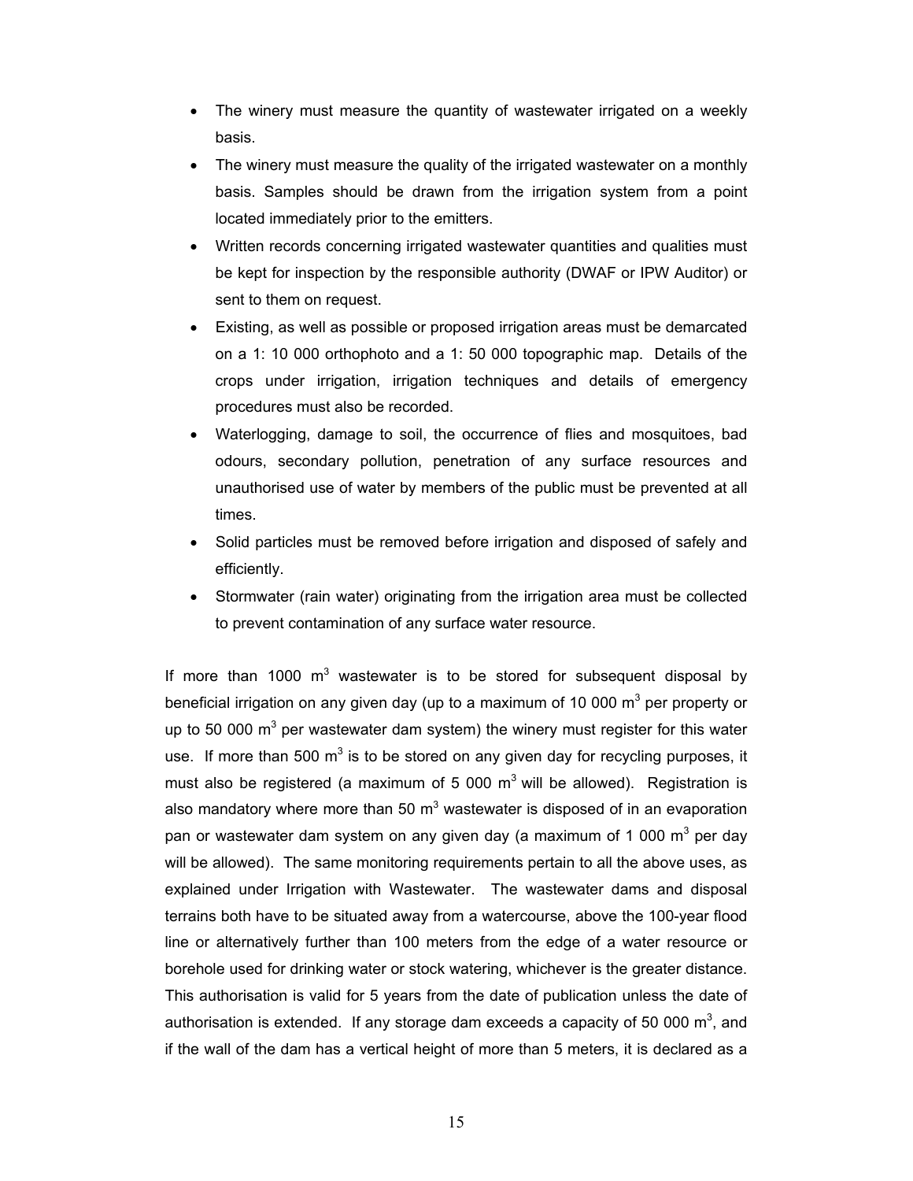- The winery must measure the quantity of wastewater irrigated on a weekly basis.
- The winery must measure the quality of the irrigated wastewater on a monthly basis. Samples should be drawn from the irrigation system from a point located immediately prior to the emitters.
- Written records concerning irrigated wastewater quantities and qualities must be kept for inspection by the responsible authority (DWAF or IPW Auditor) or sent to them on request.
- Existing, as well as possible or proposed irrigation areas must be demarcated on a 1: 10 000 orthophoto and a 1: 50 000 topographic map. Details of the crops under irrigation, irrigation techniques and details of emergency procedures must also be recorded.
- Waterlogging, damage to soil, the occurrence of flies and mosquitoes, bad odours, secondary pollution, penetration of any surface resources and unauthorised use of water by members of the public must be prevented at all times.
- Solid particles must be removed before irrigation and disposed of safely and efficiently.
- Stormwater (rain water) originating from the irrigation area must be collected to prevent contamination of any surface water resource.

If more than 1000 $m^3$ wastewater is to be stored for subsequent disposal by beneficial irrigation on any given day (up to a maximum of 10 000 $m^3$ per property or up to 50 000 $m^3$ per wastewater dam system) the winery must register for this water use. If more than 500 $m^3$ is to be stored on any given day for recycling purposes, it must also be registered (a maximum of 5 000 $m^3$ will be allowed). Registration is also mandatory where more than 50 $m^3$ wastewater is disposed of in an evaporation pan or wastewater dam system on any given day (a maximum of 1 000 $m^3$ per day will be allowed). The same monitoring requirements pertain to all the above uses, as explained under Irrigation with Wastewater. The wastewater dams and disposal terrains both have to be situated away from a watercourse, above the 100-year flood line or alternatively further than 100 meters from the edge of a water resource or borehole used for drinking water or stock watering, whichever is the greater distance. This authorisation is valid for 5 years from the date of publication unless the date of authorisation is extended. If any storage dam exceeds a capacity of 50 000 $m^3$, and if the wall of the dam has a vertical height of more than 5 meters, it is declared as a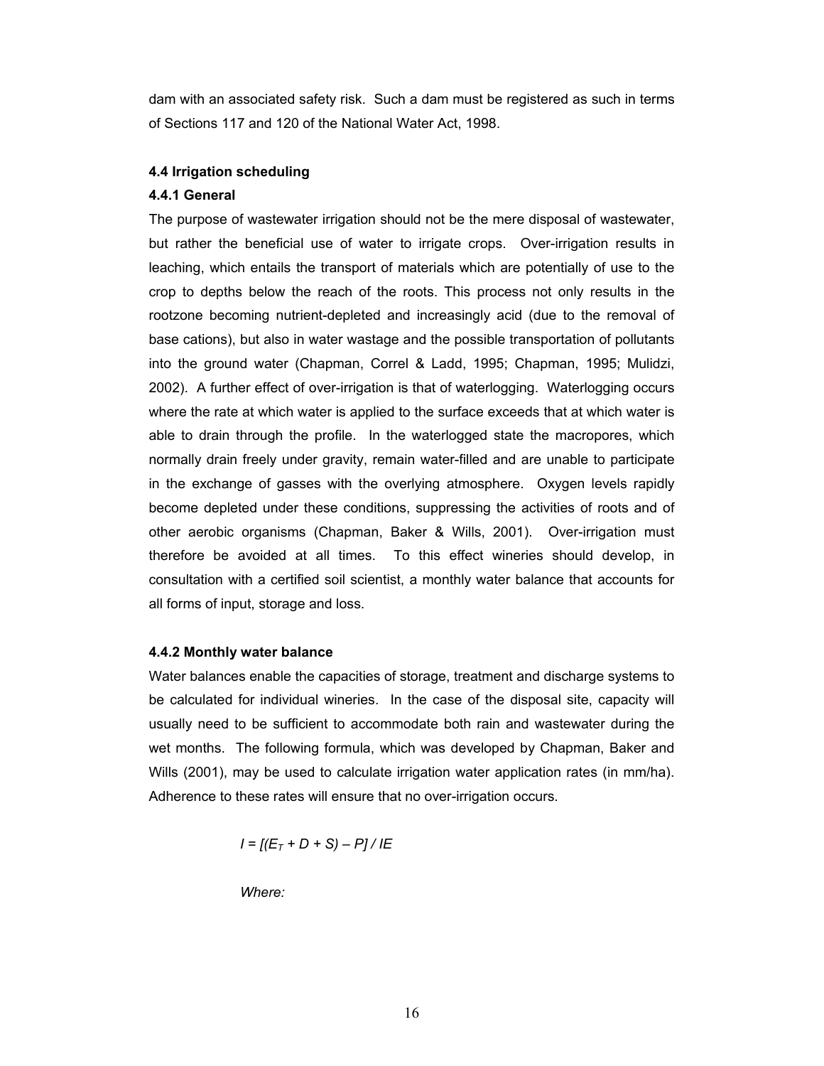dam with an associated safety risk. Such a dam must be registered as such in terms of Sections 117 and 120 of the National Water Act, 1998.

### 4.4 Irrigation scheduling

#### 4.4.1 General

The purpose of wastewater irrigation should not be the mere disposal of wastewater, but rather the beneficial use of water to irrigate crops. Over-irrigation results in leaching, which entails the transport of materials which are potentially of use to the crop to depths below the reach of the roots. This process not only results in the rootzone becoming nutrient-depleted and increasingly acid (due to the removal of base cations), but also in water wastage and the possible transportation of pollutants into the ground water (Chapman, Correl & Ladd, 1995; Chapman, 1995; Mulidzi, 2002). A further effect of over-irrigation is that of waterlogging. Waterlogging occurs where the rate at which water is applied to the surface exceeds that at which water is able to drain through the profile. In the waterlogged state the macropores, which normally drain freely under gravity, remain water-filled and are unable to participate in the exchange of gasses with the overlying atmosphere. Oxygen levels rapidly become depleted under these conditions, suppressing the activities of roots and of other aerobic organisms (Chapman, Baker & Wills, 2001). Over-irrigation must therefore be avoided at all times. To this effect wineries should develop, in consultation with a certified soil scientist, a monthly water balance that accounts for all forms of input, storage and loss.

#### 4.4.2 Monthly water balance

Water balances enable the capacities of storage, treatment and discharge systems to be calculated for individual wineries. In the case of the disposal site, capacity will usually need to be sufficient to accommodate both rain and wastewater during the wet months. The following formula, which was developed by Chapman, Baker and Wills (2001), may be used to calculate irrigation water application rates (in mm/ha). Adherence to these rates will ensure that no over-irrigation occurs.

$$I = [(E_T + D + S) - P] / IE$$

*Where:*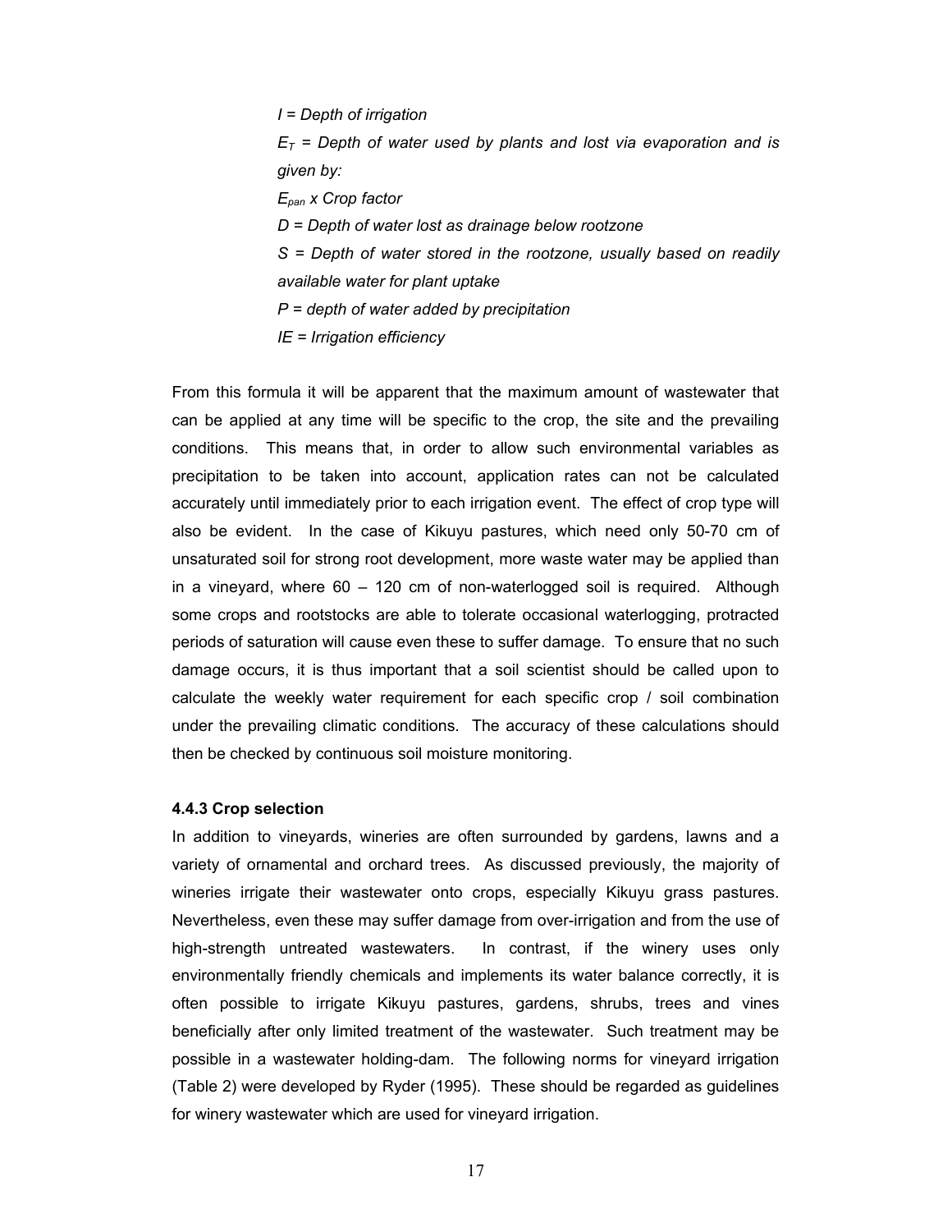*$I$ = Depth of irrigation*

*$E_T$ = Depth of water used by plants and lost via evaporation and is given by:*

*$E_{pan}$ x Crop factor*

*$D$ = Depth of water lost as drainage below rootzone*

*$S$ = Depth of water stored in the rootzone, usually based on readily available water for plant uptake*

*$P$ = depth of water added by precipitation*

*$IE$ = Irrigation efficiency*

From this formula it will be apparent that the maximum amount of wastewater that can be applied at any time will be specific to the crop, the site and the prevailing conditions. This means that, in order to allow such environmental variables as precipitation to be taken into account, application rates can not be calculated accurately until immediately prior to each irrigation event. The effect of crop type will also be evident. In the case of Kikuyu pastures, which need only 50-70 cm of unsaturated soil for strong root development, more waste water may be applied than in a vineyard, where 60 – 120 cm of non-waterlogged soil is required. Although some crops and rootstocks are able to tolerate occasional waterlogging, protracted periods of saturation will cause even these to suffer damage. To ensure that no such damage occurs, it is thus important that a soil scientist should be called upon to calculate the weekly water requirement for each specific crop / soil combination under the prevailing climatic conditions. The accuracy of these calculations should then be checked by continuous soil moisture monitoring.

### 4.4.3 Crop selection

In addition to vineyards, wineries are often surrounded by gardens, lawns and a variety of ornamental and orchard trees. As discussed previously, the majority of wineries irrigate their wastewater onto crops, especially Kikuyu grass pastures. Nevertheless, even these may suffer damage from over-irrigation and from the use of high-strength untreated wastewaters. In contrast, if the winery uses only environmentally friendly chemicals and implements its water balance correctly, it is often possible to irrigate Kikuyu pastures, gardens, shrubs, trees and vines beneficially after only limited treatment of the wastewater. Such treatment may be possible in a wastewater holding-dam. The following norms for vineyard irrigation (Table 2) were developed by Ryder (1995). These should be regarded as guidelines for winery wastewater which are used for vineyard irrigation.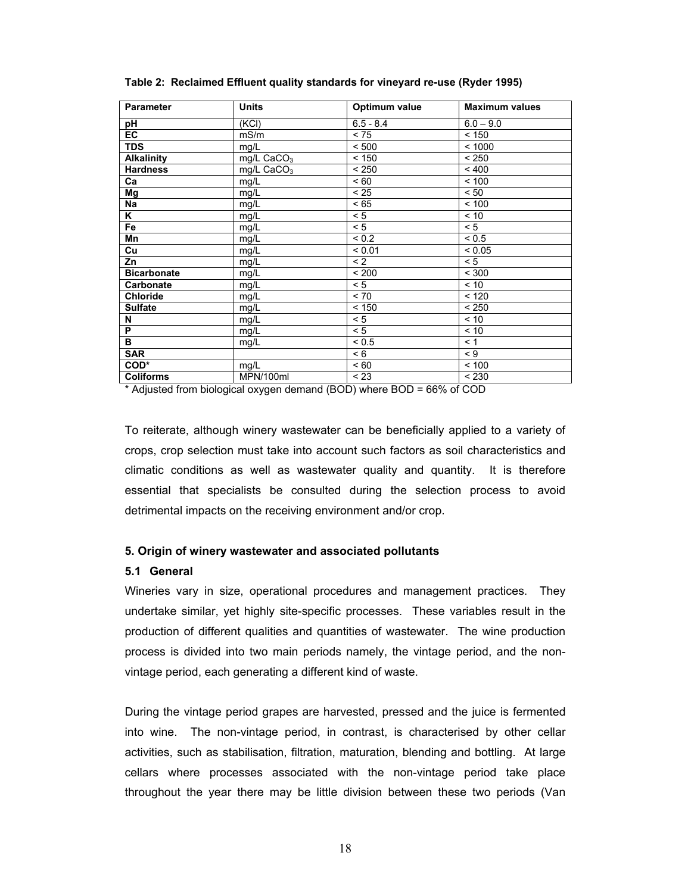**Table 2: Reclaimed Effluent quality standards for vineyard re-use (Ryder 1995)**

| Parameter | Units | Optimum value | Maximum values |
|---|---|---|---|
| **pH** | (KCl) | 6.5 - 8.4 | 6.0 – 9.0 |
| **EC** | mS/m | < 75 | < 150 |
| **TDS** | mg/L | < 500 | < 1000 |
| **Alkalinity** | mg/L $CaCO_3$ | < 150 | < 250 |
| **Hardness** | mg/L $CaCO_3$ | < 250 | < 400 |
| **Ca** | mg/L | < 60 | < 100 |
| **Mg** | mg/L | < 25 | < 50 |
| **Na** | mg/L | < 65 | < 100 |
| **K** | mg/L | < 5 | < 10 |
| **Fe** | mg/L | < 5 | < 5 |
| **Mn** | mg/L | < 0.2 | < 0.5 |
| **Cu** | mg/L | < 0.01 | < 0.05 |
| **Zn** | mg/L | < 2 | < 5 |
| **Bicarbonate** | mg/L | < 200 | < 300 |
| **Carbonate** | mg/L | < 5 | < 10 |
| **Chloride** | mg/L | < 70 | < 120 |
| **Sulfate** | mg/L | < 150 | < 250 |
| **N** | mg/L | < 5 | < 10 |
| **P** | mg/L | < 5 | < 10 |
| **B** | mg/L | < 0.5 | < 1 |
| **SAR** | | < 6 | < 9 |
| **COD*** | mg/L | < 60 | < 100 |
| **Coliforms** | MPN/100ml | < 23 | < 230 |

* Adjusted from biological oxygen demand (BOD) where BOD = 66% of COD

To reiterate, although winery wastewater can be beneficially applied to a variety of crops, crop selection must take into account such factors as soil characteristics and climatic conditions as well as wastewater quality and quantity. It is therefore essential that specialists be consulted during the selection process to avoid detrimental impacts on the receiving environment and/or crop.

### 5. Origin of winery wastewater and associated pollutants

#### 5.1 General

Wineries vary in size, operational procedures and management practices. They undertake similar, yet highly site-specific processes. These variables result in the production of different qualities and quantities of wastewater. The wine production process is divided into two main periods namely, the vintage period, and the non-vintage period, each generating a different kind of waste.

During the vintage period grapes are harvested, pressed and the juice is fermented into wine. The non-vintage period, in contrast, is characterised by other cellar activities, such as stabilisation, filtration, maturation, blending and bottling. At large cellars where processes associated with the non-vintage period take place throughout the year there may be little division between these two periods (Van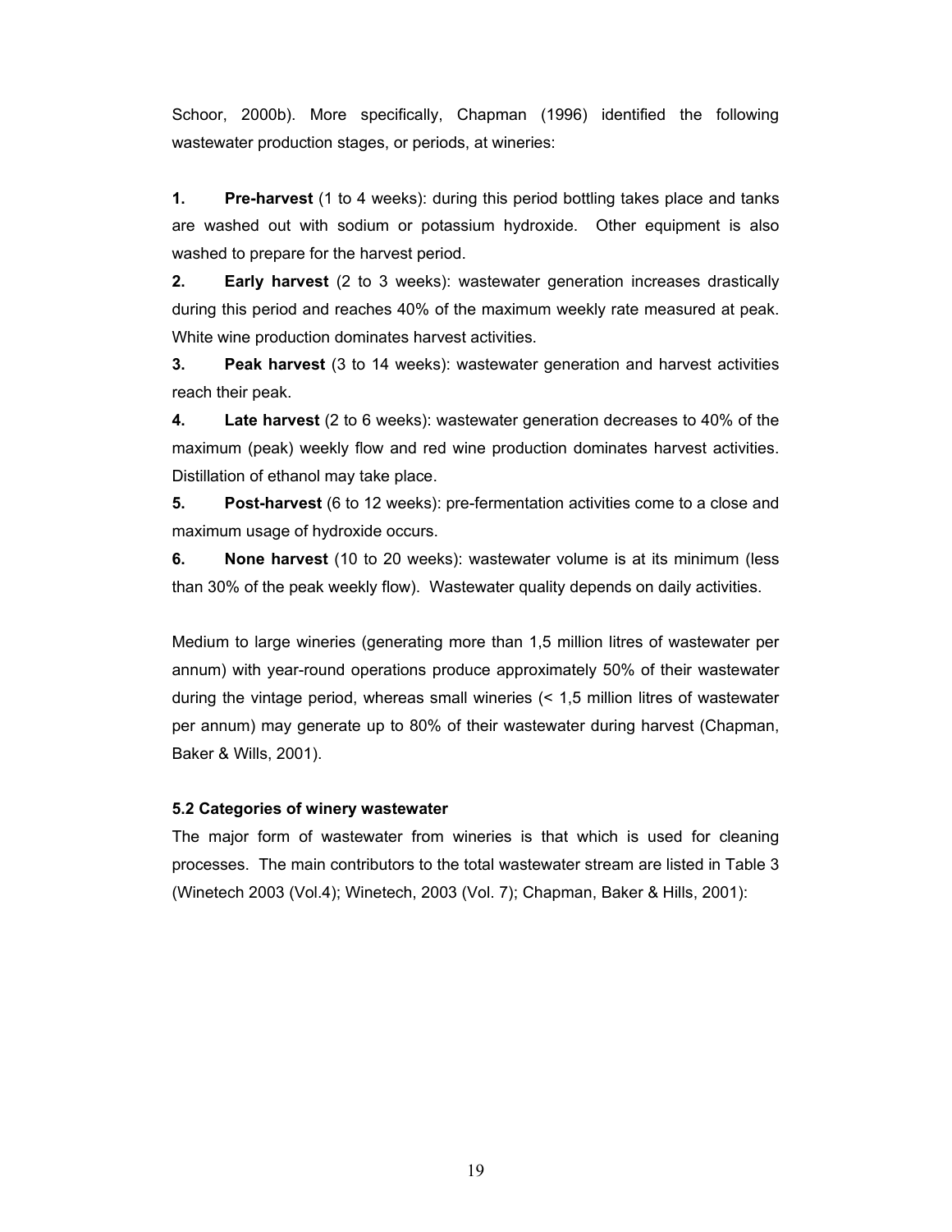Schoor, 2000b). More specifically, Chapman (1996) identified the following wastewater production stages, or periods, at wineries:

1. **Pre-harvest** (1 to 4 weeks): during this period bottling takes place and tanks are washed out with sodium or potassium hydroxide. Other equipment is also washed to prepare for the harvest period.
2. **Early harvest** (2 to 3 weeks): wastewater generation increases drastically during this period and reaches 40% of the maximum weekly rate measured at peak. White wine production dominates harvest activities.
3. **Peak harvest** (3 to 14 weeks): wastewater generation and harvest activities reach their peak.
4. **Late harvest** (2 to 6 weeks): wastewater generation decreases to 40% of the maximum (peak) weekly flow and red wine production dominates harvest activities. Distillation of ethanol may take place.
5. **Post-harvest** (6 to 12 weeks): pre-fermentation activities come to a close and maximum usage of hydroxide occurs.
6. **None harvest** (10 to 20 weeks): wastewater volume is at its minimum (less than 30% of the peak weekly flow). Wastewater quality depends on daily activities.

Medium to large wineries (generating more than 1,5 million litres of wastewater per annum) with year-round operations produce approximately 50% of their wastewater during the vintage period, whereas small wineries (< 1,5 million litres of wastewater per annum) may generate up to 80% of their wastewater during harvest (Chapman, Baker & Wills, 2001).

### 5.2 Categories of winery wastewater

The major form of wastewater from wineries is that which is used for cleaning processes. The main contributors to the total wastewater stream are listed in Table 3 (Winetech 2003 (Vol.4); Winetech, 2003 (Vol. 7); Chapman, Baker & Hills, 2001):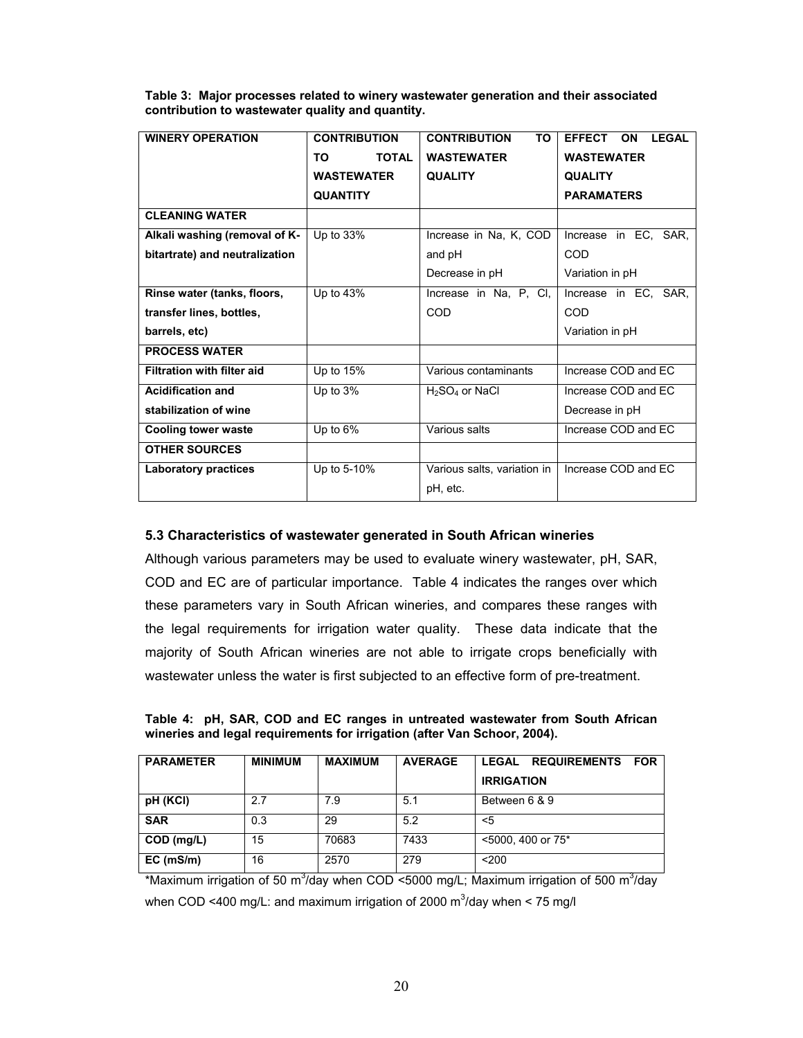**Table 3: Major processes related to winery wastewater generation and their associated contribution to wastewater quality and quantity.**

| WINERY OPERATION | CONTRIBUTION TO TOTAL WASTEWATER QUANTITY | CONTRIBUTION TO WASTEWATER QUALITY | EFFECT ON LEGAL WASTEWATER QUALITY PARAMATERS |
|---|---|---|---|
| **CLEANING WATER** | | | |
| **Alkali washing (removal of K-bitartrate) and neutralization** | Up to 33% | Increase in Na, K, COD and pH<br>Decrease in pH | Increase in EC, SAR, COD<br>Variation in pH |
| **Rinse water (tanks, floors, transfer lines, bottles, barrels, etc)** | Up to 43% | Increase in Na, P, Cl, COD | Increase in EC, SAR, COD<br>Variation in pH |
| **PROCESS WATER** | | | |
| **Filtration with filter aid** | Up to 15% | Various contaminants | Increase COD and EC |
| **Acidification and stabilization of wine** | Up to 3% | $H_2SO_4$ or NaCl | Increase COD and EC<br>Decrease in pH |
| **Cooling tower waste** | Up to 6% | Various salts | Increase COD and EC |
| **OTHER SOURCES** | | | |
| **Laboratory practices** | Up to 5-10% | Various salts, variation in pH, etc. | Increase COD and EC |

### 5.3 Characteristics of wastewater generated in South African wineries

Although various parameters may be used to evaluate winery wastewater, pH, SAR, COD and EC are of particular importance. Table 4 indicates the ranges over which these parameters vary in South African wineries, and compares these ranges with the legal requirements for irrigation water quality. These data indicate that the majority of South African wineries are not able to irrigate crops beneficially with wastewater unless the water is first subjected to an effective form of pre-treatment.

**Table 4: pH, SAR, COD and EC ranges in untreated wastewater from South African wineries and legal requirements for irrigation (after Van Schoor, 2004).**

| PARAMETER | MINIMUM | MAXIMUM | AVERAGE | LEGAL REQUIREMENTS FOR IRRIGATION |
|---|---|---|---|---|
| **pH (KCl)** | 2.7 | 7.9 | 5.1 | Between 6 & 9 |
| **SAR** | 0.3 | 29 | 5.2 | <5 |
| **COD (mg/L)** | 15 | 70683 | 7433 | <5000, 400 or 75* |
| **EC (mS/m)** | 16 | 2570 | 279 | <200 |

*Maximum irrigation of 50 $m^3$/day when COD <5000 mg/L; Maximum irrigation of 500 $m^3$/day when COD <400 mg/L: and maximum irrigation of 2000 $m^3$/day when < 75 mg/l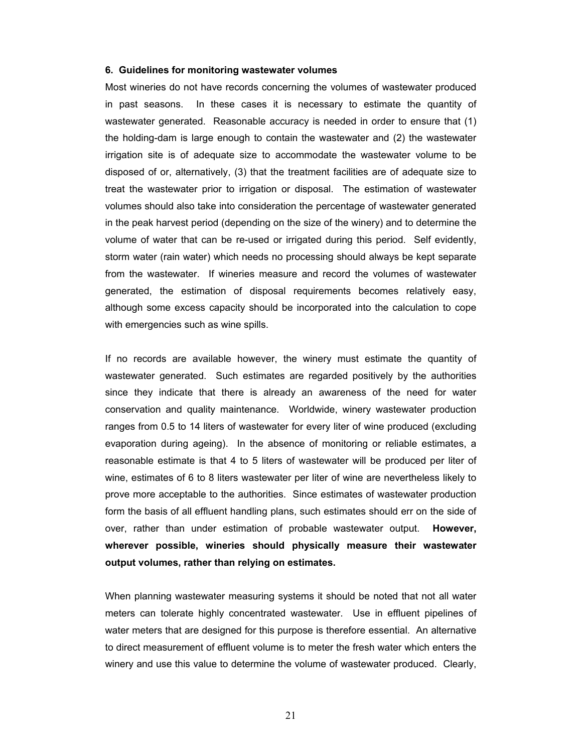### 6. Guidelines for monitoring wastewater volumes

Most wineries do not have records concerning the volumes of wastewater produced in past seasons. In these cases it is necessary to estimate the quantity of wastewater generated. Reasonable accuracy is needed in order to ensure that (1) the holding-dam is large enough to contain the wastewater and (2) the wastewater irrigation site is of adequate size to accommodate the wastewater volume to be disposed of or, alternatively, (3) that the treatment facilities are of adequate size to treat the wastewater prior to irrigation or disposal. The estimation of wastewater volumes should also take into consideration the percentage of wastewater generated in the peak harvest period (depending on the size of the winery) and to determine the volume of water that can be re-used or irrigated during this period. Self evidently, storm water (rain water) which needs no processing should always be kept separate from the wastewater. If wineries measure and record the volumes of wastewater generated, the estimation of disposal requirements becomes relatively easy, although some excess capacity should be incorporated into the calculation to cope with emergencies such as wine spills.

If no records are available however, the winery must estimate the quantity of wastewater generated. Such estimates are regarded positively by the authorities since they indicate that there is already an awareness of the need for water conservation and quality maintenance. Worldwide, winery wastewater production ranges from 0.5 to 14 liters of wastewater for every liter of wine produced (excluding evaporation during ageing). In the absence of monitoring or reliable estimates, a reasonable estimate is that 4 to 5 liters of wastewater will be produced per liter of wine, estimates of 6 to 8 liters wastewater per liter of wine are nevertheless likely to prove more acceptable to the authorities. Since estimates of wastewater production form the basis of all effluent handling plans, such estimates should err on the side of over, rather than under estimation of probable wastewater output. **However, wherever possible, wineries should physically measure their wastewater output volumes, rather than relying on estimates.**

When planning wastewater measuring systems it should be noted that not all water meters can tolerate highly concentrated wastewater. Use in effluent pipelines of water meters that are designed for this purpose is therefore essential. An alternative to direct measurement of effluent volume is to meter the fresh water which enters the winery and use this value to determine the volume of wastewater produced. Clearly,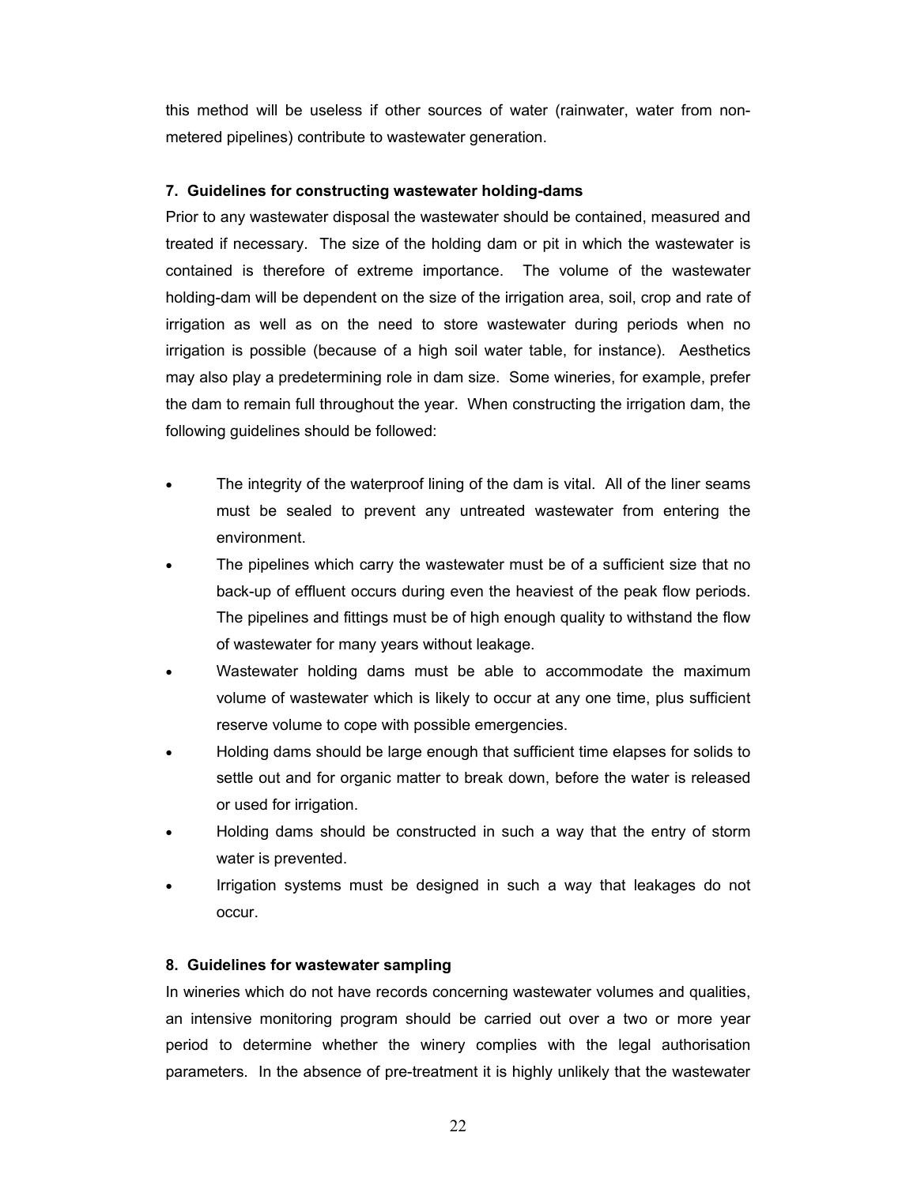this method will be useless if other sources of water (rainwater, water from non-metered pipelines) contribute to wastewater generation.

### 7. Guidelines for constructing wastewater holding-dams

Prior to any wastewater disposal the wastewater should be contained, measured and treated if necessary. The size of the holding dam or pit in which the wastewater is contained is therefore of extreme importance. The volume of the wastewater holding-dam will be dependent on the size of the irrigation area, soil, crop and rate of irrigation as well as on the need to store wastewater during periods when no irrigation is possible (because of a high soil water table, for instance). Aesthetics may also play a predetermining role in dam size. Some wineries, for example, prefer the dam to remain full throughout the year. When constructing the irrigation dam, the following guidelines should be followed:

- The integrity of the waterproof lining of the dam is vital. All of the liner seams must be sealed to prevent any untreated wastewater from entering the environment.
- The pipelines which carry the wastewater must be of a sufficient size that no back-up of effluent occurs during even the heaviest of the peak flow periods. The pipelines and fittings must be of high enough quality to withstand the flow of wastewater for many years without leakage.
- Wastewater holding dams must be able to accommodate the maximum volume of wastewater which is likely to occur at any one time, plus sufficient reserve volume to cope with possible emergencies.
- Holding dams should be large enough that sufficient time elapses for solids to settle out and for organic matter to break down, before the water is released or used for irrigation.
- Holding dams should be constructed in such a way that the entry of storm water is prevented.
- Irrigation systems must be designed in such a way that leakages do not occur.

### 8. Guidelines for wastewater sampling

In wineries which do not have records concerning wastewater volumes and qualities, an intensive monitoring program should be carried out over a two or more year period to determine whether the winery complies with the legal authorisation parameters. In the absence of pre-treatment it is highly unlikely that the wastewater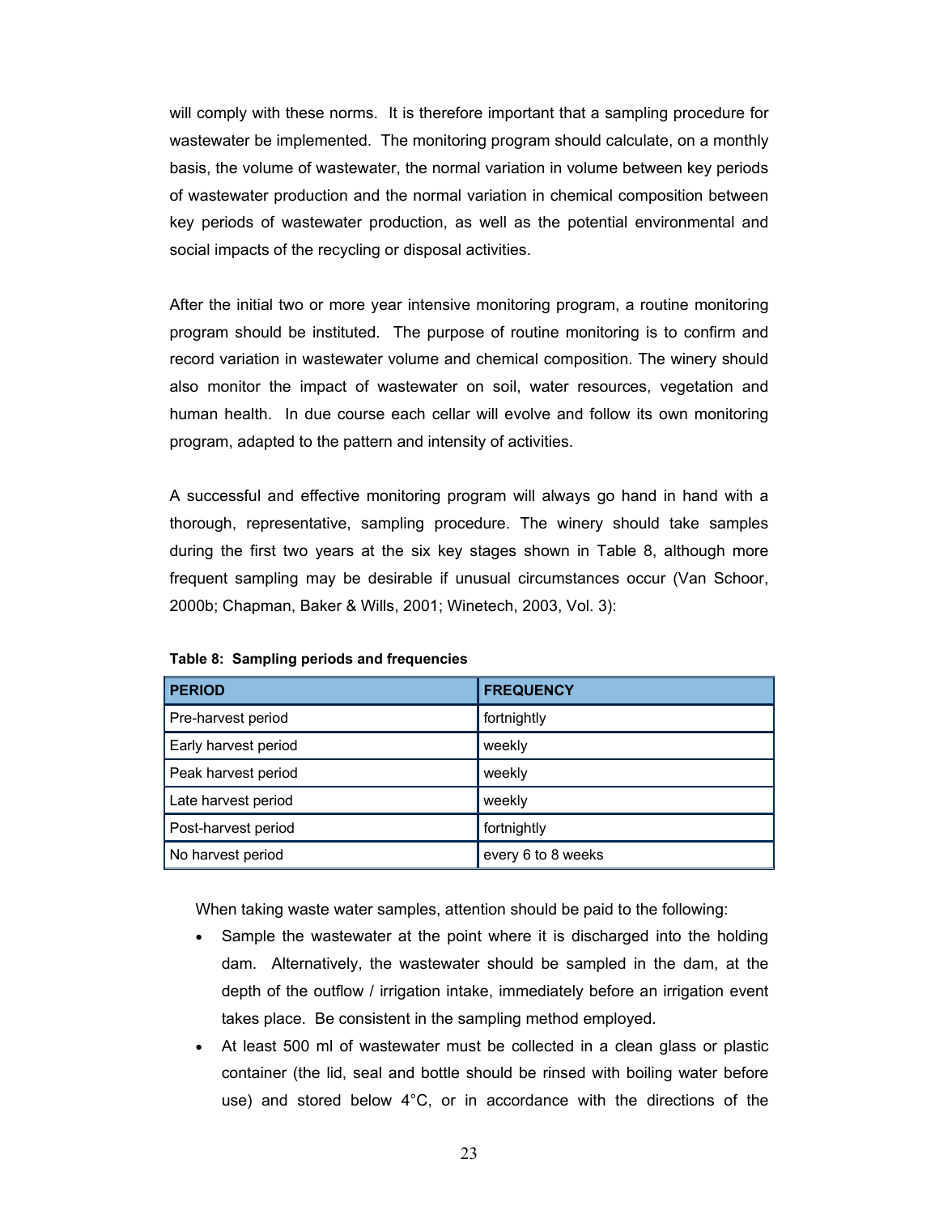will comply with these norms. It is therefore important that a sampling procedure for wastewater be implemented. The monitoring program should calculate, on a monthly basis, the volume of wastewater, the normal variation in volume between key periods of wastewater production and the normal variation in chemical composition between key periods of wastewater production, as well as the potential environmental and social impacts of the recycling or disposal activities.

After the initial two or more year intensive monitoring program, a routine monitoring program should be instituted. The purpose of routine monitoring is to confirm and record variation in wastewater volume and chemical composition. The winery should also monitor the impact of wastewater on soil, water resources, vegetation and human health. In due course each cellar will evolve and follow its own monitoring program, adapted to the pattern and intensity of activities.

A successful and effective monitoring program will always go hand in hand with a thorough, representative, sampling procedure. The winery should take samples during the first two years at the six key stages shown in Table 8, although more frequent sampling may be desirable if unusual circumstances occur (Van Schoor, 2000b; Chapman, Baker & Wills, 2001; Winetech, 2003, Vol. 3):

**Table 8: Sampling periods and frequencies**

| PERIOD | FREQUENCY |
|---|---|
| Pre-harvest period | fortnightly |
| Early harvest period | weekly |
| Peak harvest period | weekly |
| Late harvest period | weekly |
| Post-harvest period | fortnightly |
| No harvest period | every 6 to 8 weeks |

When taking waste water samples, attention should be paid to the following:

- Sample the wastewater at the point where it is discharged into the holding dam. Alternatively, the wastewater should be sampled in the dam, at the depth of the outflow / irrigation intake, immediately before an irrigation event takes place. Be consistent in the sampling method employed.
- At least 500 ml of wastewater must be collected in a clean glass or plastic container (the lid, seal and bottle should be rinsed with boiling water before use) and stored below 4°C, or in accordance with the directions of the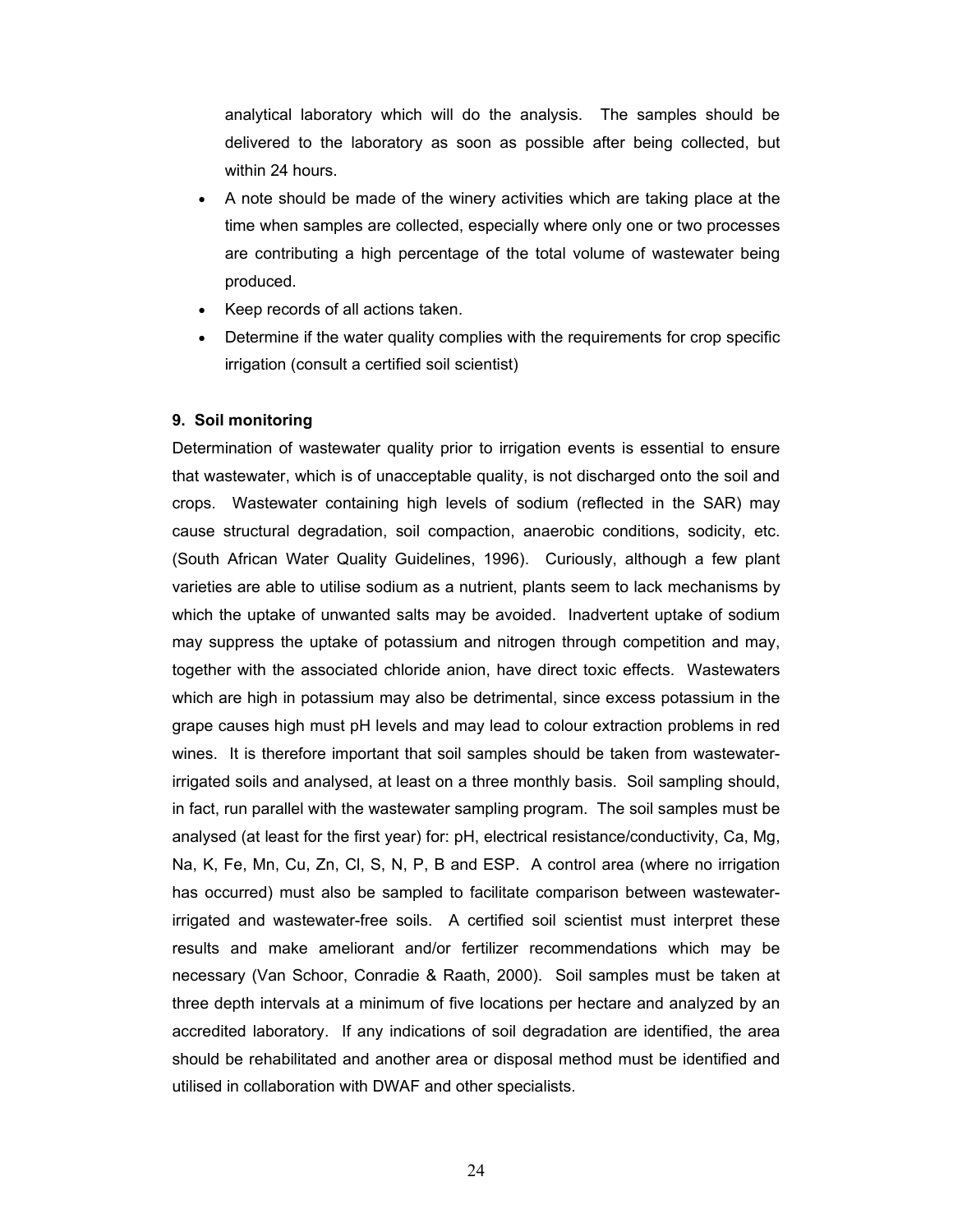analytical laboratory which will do the analysis. The samples should be delivered to the laboratory as soon as possible after being collected, but within 24 hours.

- A note should be made of the winery activities which are taking place at the time when samples are collected, especially where only one or two processes are contributing a high percentage of the total volume of wastewater being produced.
- Keep records of all actions taken.
- Determine if the water quality complies with the requirements for crop specific irrigation (consult a certified soil scientist)

### 9. Soil monitoring

Determination of wastewater quality prior to irrigation events is essential to ensure that wastewater, which is of unacceptable quality, is not discharged onto the soil and crops. Wastewater containing high levels of sodium (reflected in the SAR) may cause structural degradation, soil compaction, anaerobic conditions, sodicity, etc. (South African Water Quality Guidelines, 1996). Curiously, although a few plant varieties are able to utilise sodium as a nutrient, plants seem to lack mechanisms by which the uptake of unwanted salts may be avoided. Inadvertent uptake of sodium may suppress the uptake of potassium and nitrogen through competition and may, together with the associated chloride anion, have direct toxic effects. Wastewaters which are high in potassium may also be detrimental, since excess potassium in the grape causes high must pH levels and may lead to colour extraction problems in red wines. It is therefore important that soil samples should be taken from wastewater-irrigated soils and analysed, at least on a three monthly basis. Soil sampling should, in fact, run parallel with the wastewater sampling program. The soil samples must be analysed (at least for the first year) for: pH, electrical resistance/conductivity, Ca, Mg, Na, K, Fe, Mn, Cu, Zn, Cl, S, N, P, B and ESP. A control area (where no irrigation has occurred) must also be sampled to facilitate comparison between wastewater-irrigated and wastewater-free soils. A certified soil scientist must interpret these results and make ameliorant and/or fertilizer recommendations which may be necessary (Van Schoor, Conradie & Raath, 2000). Soil samples must be taken at three depth intervals at a minimum of five locations per hectare and analyzed by an accredited laboratory. If any indications of soil degradation are identified, the area should be rehabilitated and another area or disposal method must be identified and utilised in collaboration with DWAF and other specialists.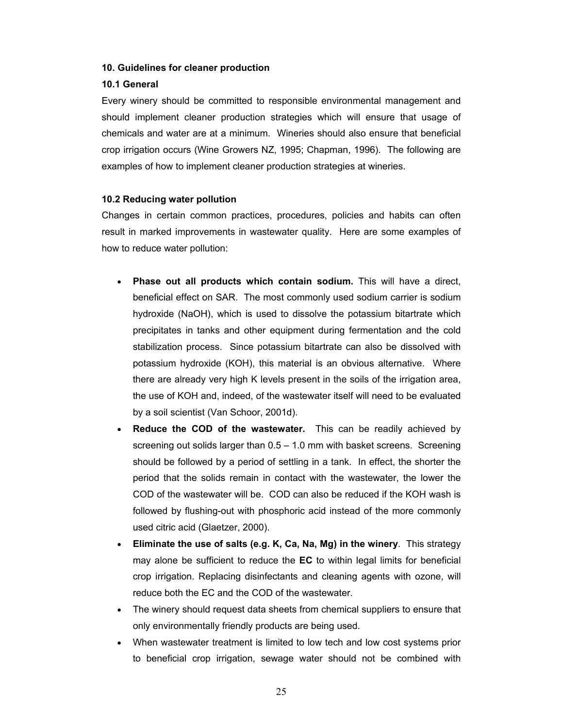## 10. Guidelines for cleaner production

### 10.1 General

Every winery should be committed to responsible environmental management and should implement cleaner production strategies which will ensure that usage of chemicals and water are at a minimum. Wineries should also ensure that beneficial crop irrigation occurs (Wine Growers NZ, 1995; Chapman, 1996). The following are examples of how to implement cleaner production strategies at wineries.

### 10.2 Reducing water pollution

Changes in certain common practices, procedures, policies and habits can often result in marked improvements in wastewater quality. Here are some examples of how to reduce water pollution:

- **Phase out all products which contain sodium.** This will have a direct, beneficial effect on SAR. The most commonly used sodium carrier is sodium hydroxide (NaOH), which is used to dissolve the potassium bitartrate which precipitates in tanks and other equipment during fermentation and the cold stabilization process. Since potassium bitartrate can also be dissolved with potassium hydroxide (KOH), this material is an obvious alternative. Where there are already very high K levels present in the soils of the irrigation area, the use of KOH and, indeed, of the wastewater itself will need to be evaluated by a soil scientist (Van Schoor, 2001d).
- **Reduce the COD of the wastewater.** This can be readily achieved by screening out solids larger than 0.5 – 1.0 mm with basket screens. Screening should be followed by a period of settling in a tank. In effect, the shorter the period that the solids remain in contact with the wastewater, the lower the COD of the wastewater will be. COD can also be reduced if the KOH wash is followed by flushing-out with phosphoric acid instead of the more commonly used citric acid (Glaetzer, 2000).
- **Eliminate the use of salts (e.g. K, Ca, Na, Mg) in the winery**. This strategy may alone be sufficient to reduce the **EC** to within legal limits for beneficial crop irrigation. Replacing disinfectants and cleaning agents with ozone, will reduce both the EC and the COD of the wastewater.
- The winery should request data sheets from chemical suppliers to ensure that only environmentally friendly products are being used.
- When wastewater treatment is limited to low tech and low cost systems prior to beneficial crop irrigation, sewage water should not be combined with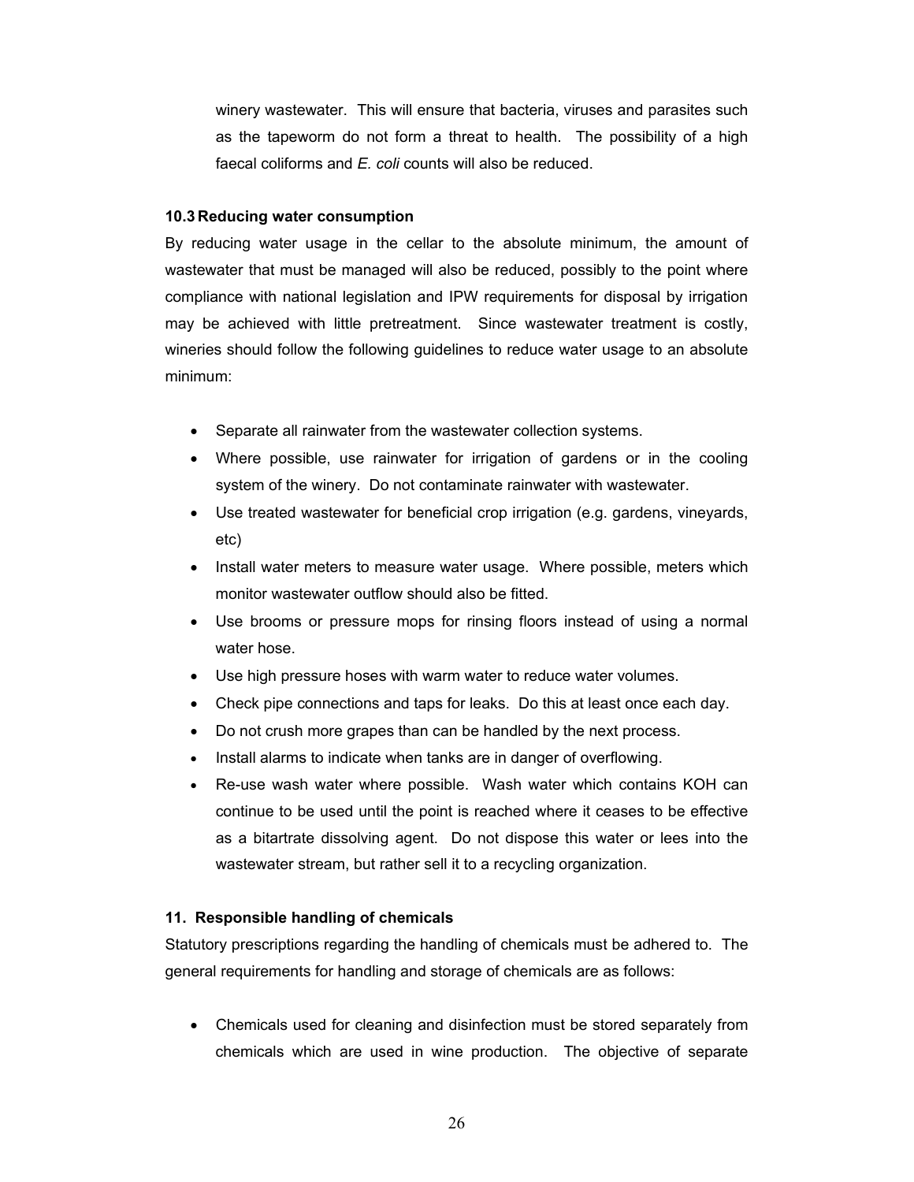winery wastewater. This will ensure that bacteria, viruses and parasites such as the tapeworm do not form a threat to health. The possibility of a high faecal coliforms and *E. coli* counts will also be reduced.

### 10.3 Reducing water consumption

By reducing water usage in the cellar to the absolute minimum, the amount of wastewater that must be managed will also be reduced, possibly to the point where compliance with national legislation and IPW requirements for disposal by irrigation may be achieved with little pretreatment. Since wastewater treatment is costly, wineries should follow the following guidelines to reduce water usage to an absolute minimum:

- Separate all rainwater from the wastewater collection systems.
- Where possible, use rainwater for irrigation of gardens or in the cooling system of the winery. Do not contaminate rainwater with wastewater.
- Use treated wastewater for beneficial crop irrigation (e.g. gardens, vineyards, etc)
- Install water meters to measure water usage. Where possible, meters which monitor wastewater outflow should also be fitted.
- Use brooms or pressure mops for rinsing floors instead of using a normal water hose.
- Use high pressure hoses with warm water to reduce water volumes.
- Check pipe connections and taps for leaks. Do this at least once each day.
- Do not crush more grapes than can be handled by the next process.
- Install alarms to indicate when tanks are in danger of overflowing.
- Re-use wash water where possible. Wash water which contains KOH can continue to be used until the point is reached where it ceases to be effective as a bitartrate dissolving agent. Do not dispose this water or lees into the wastewater stream, but rather sell it to a recycling organization.

## 11. Responsible handling of chemicals

Statutory prescriptions regarding the handling of chemicals must be adhered to. The general requirements for handling and storage of chemicals are as follows:

- Chemicals used for cleaning and disinfection must be stored separately from chemicals which are used in wine production. The objective of separate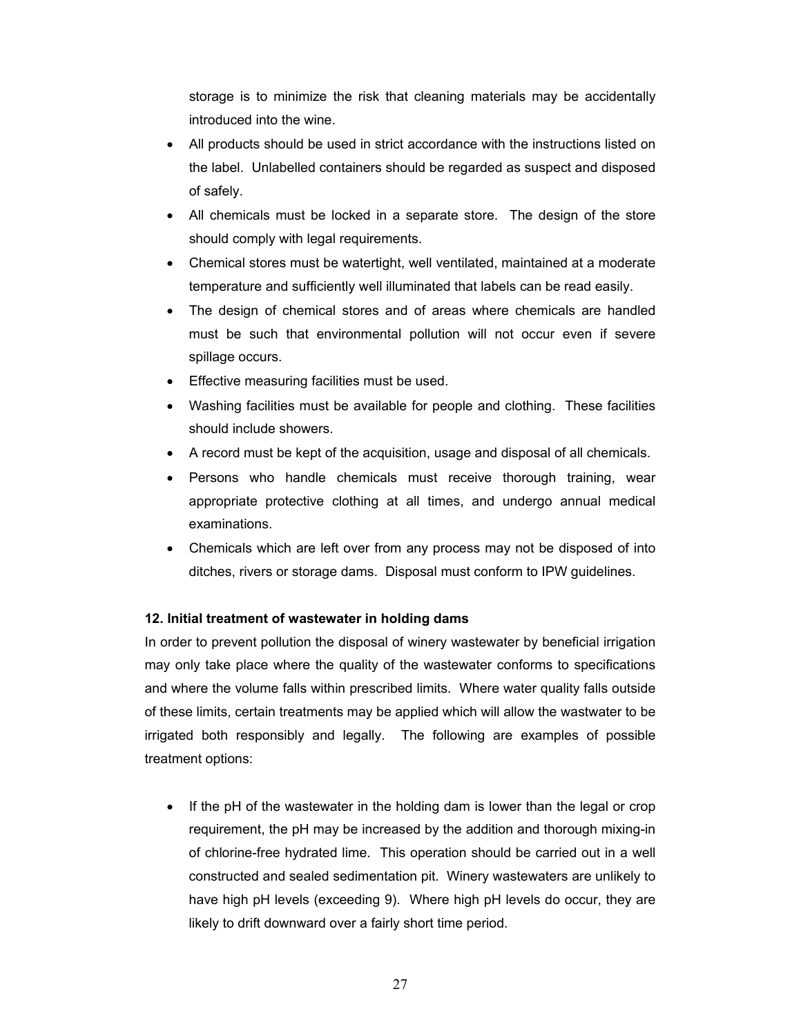storage is to minimize the risk that cleaning materials may be accidentally introduced into the wine.

- All products should be used in strict accordance with the instructions listed on the label. Unlabelled containers should be regarded as suspect and disposed of safely.
- All chemicals must be locked in a separate store. The design of the store should comply with legal requirements.
- Chemical stores must be watertight, well ventilated, maintained at a moderate temperature and sufficiently well illuminated that labels can be read easily.
- The design of chemical stores and of areas where chemicals are handled must be such that environmental pollution will not occur even if severe spillage occurs.
- Effective measuring facilities must be used.
- Washing facilities must be available for people and clothing. These facilities should include showers.
- A record must be kept of the acquisition, usage and disposal of all chemicals.
- Persons who handle chemicals must receive thorough training, wear appropriate protective clothing at all times, and undergo annual medical examinations.
- Chemicals which are left over from any process may not be disposed of into ditches, rivers or storage dams. Disposal must conform to IPW guidelines.

**12. Initial treatment of wastewater in holding dams**

In order to prevent pollution the disposal of winery wastewater by beneficial irrigation may only take place where the quality of the wastewater conforms to specifications and where the volume falls within prescribed limits. Where water quality falls outside of these limits, certain treatments may be applied which will allow the wastwater to be irrigated both responsibly and legally. The following are examples of possible treatment options:

- If the pH of the wastewater in the holding dam is lower than the legal or crop requirement, the pH may be increased by the addition and thorough mixing-in of chlorine-free hydrated lime. This operation should be carried out in a well constructed and sealed sedimentation pit. Winery wastewaters are unlikely to have high pH levels (exceeding 9). Where high pH levels do occur, they are likely to drift downward over a fairly short time period.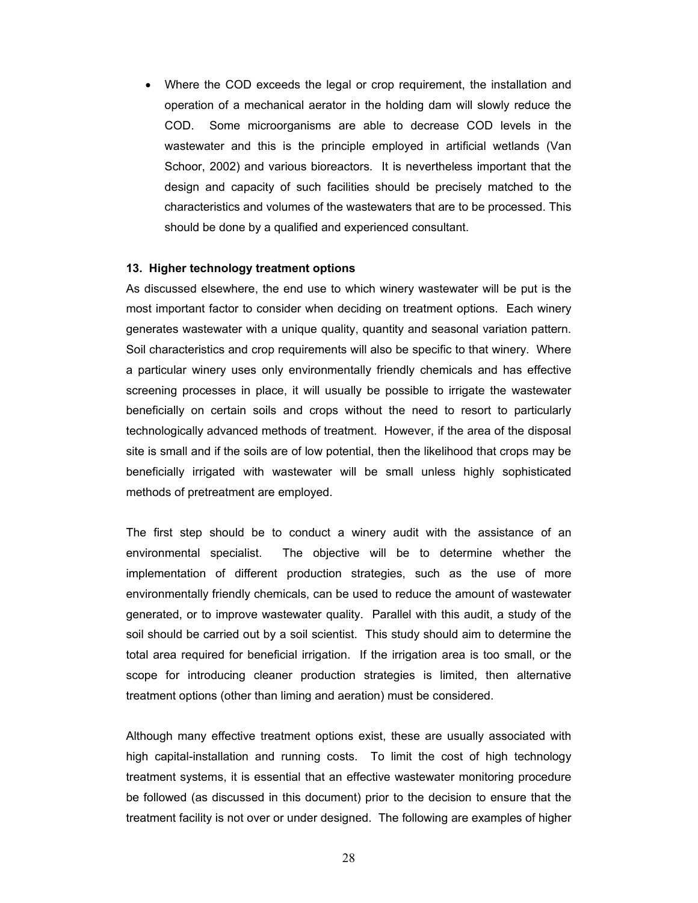- Where the COD exceeds the legal or crop requirement, the installation and operation of a mechanical aerator in the holding dam will slowly reduce the COD. Some microorganisms are able to decrease COD levels in the wastewater and this is the principle employed in artificial wetlands (Van Schoor, 2002) and various bioreactors. It is nevertheless important that the design and capacity of such facilities should be precisely matched to the characteristics and volumes of the wastewaters that are to be processed. This should be done by a qualified and experienced consultant.

**13. Higher technology treatment options**

As discussed elsewhere, the end use to which winery wastewater will be put is the most important factor to consider when deciding on treatment options. Each winery generates wastewater with a unique quality, quantity and seasonal variation pattern. Soil characteristics and crop requirements will also be specific to that winery. Where a particular winery uses only environmentally friendly chemicals and has effective screening processes in place, it will usually be possible to irrigate the wastewater beneficially on certain soils and crops without the need to resort to particularly technologically advanced methods of treatment. However, if the area of the disposal site is small and if the soils are of low potential, then the likelihood that crops may be beneficially irrigated with wastewater will be small unless highly sophisticated methods of pretreatment are employed.

The first step should be to conduct a winery audit with the assistance of an environmental specialist. The objective will be to determine whether the implementation of different production strategies, such as the use of more environmentally friendly chemicals, can be used to reduce the amount of wastewater generated, or to improve wastewater quality. Parallel with this audit, a study of the soil should be carried out by a soil scientist. This study should aim to determine the total area required for beneficial irrigation. If the irrigation area is too small, or the scope for introducing cleaner production strategies is limited, then alternative treatment options (other than liming and aeration) must be considered.

Although many effective treatment options exist, these are usually associated with high capital-installation and running costs. To limit the cost of high technology treatment systems, it is essential that an effective wastewater monitoring procedure be followed (as discussed in this document) prior to the decision to ensure that the treatment facility is not over or under designed. The following are examples of higher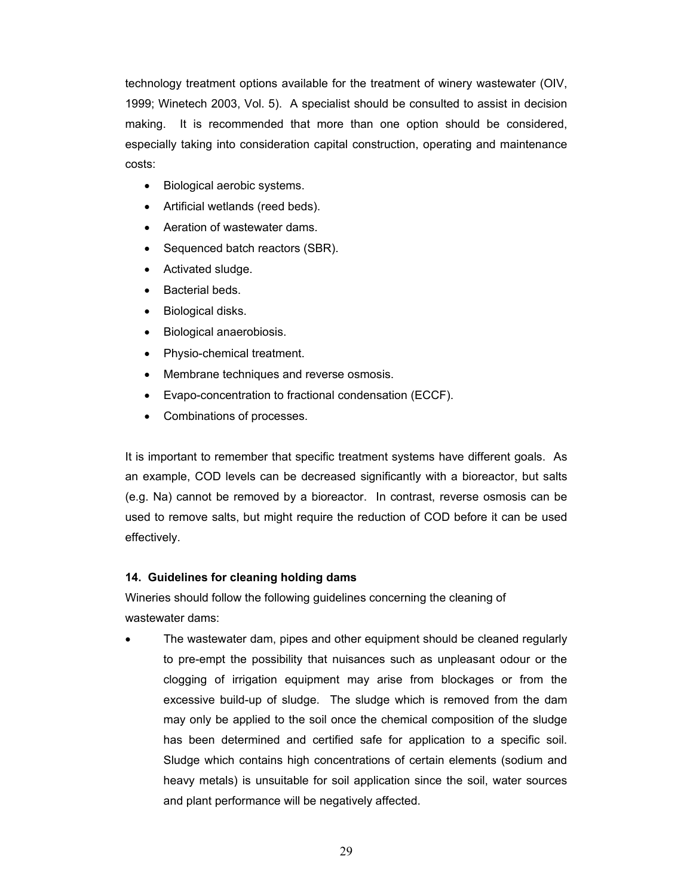technology treatment options available for the treatment of winery wastewater (OIV, 1999; Winetech 2003, Vol. 5). A specialist should be consulted to assist in decision making. It is recommended that more than one option should be considered, especially taking into consideration capital construction, operating and maintenance costs:

- Biological aerobic systems.
- Artificial wetlands (reed beds).
- Aeration of wastewater dams.
- Sequenced batch reactors (SBR).
- Activated sludge.
- Bacterial beds.
- Biological disks.
- Biological anaerobiosis.
- Physio-chemical treatment.
- Membrane techniques and reverse osmosis.
- Evapo-concentration to fractional condensation (ECCF).
- Combinations of processes.

It is important to remember that specific treatment systems have different goals. As an example, COD levels can be decreased significantly with a bioreactor, but salts (e.g. Na) cannot be removed by a bioreactor. In contrast, reverse osmosis can be used to remove salts, but might require the reduction of COD before it can be used effectively.

**14. Guidelines for cleaning holding dams**

Wineries should follow the following guidelines concerning the cleaning of wastewater dams:

- The wastewater dam, pipes and other equipment should be cleaned regularly to pre-empt the possibility that nuisances such as unpleasant odour or the clogging of irrigation equipment may arise from blockages or from the excessive build-up of sludge. The sludge which is removed from the dam may only be applied to the soil once the chemical composition of the sludge has been determined and certified safe for application to a specific soil. Sludge which contains high concentrations of certain elements (sodium and heavy metals) is unsuitable for soil application since the soil, water sources and plant performance will be negatively affected.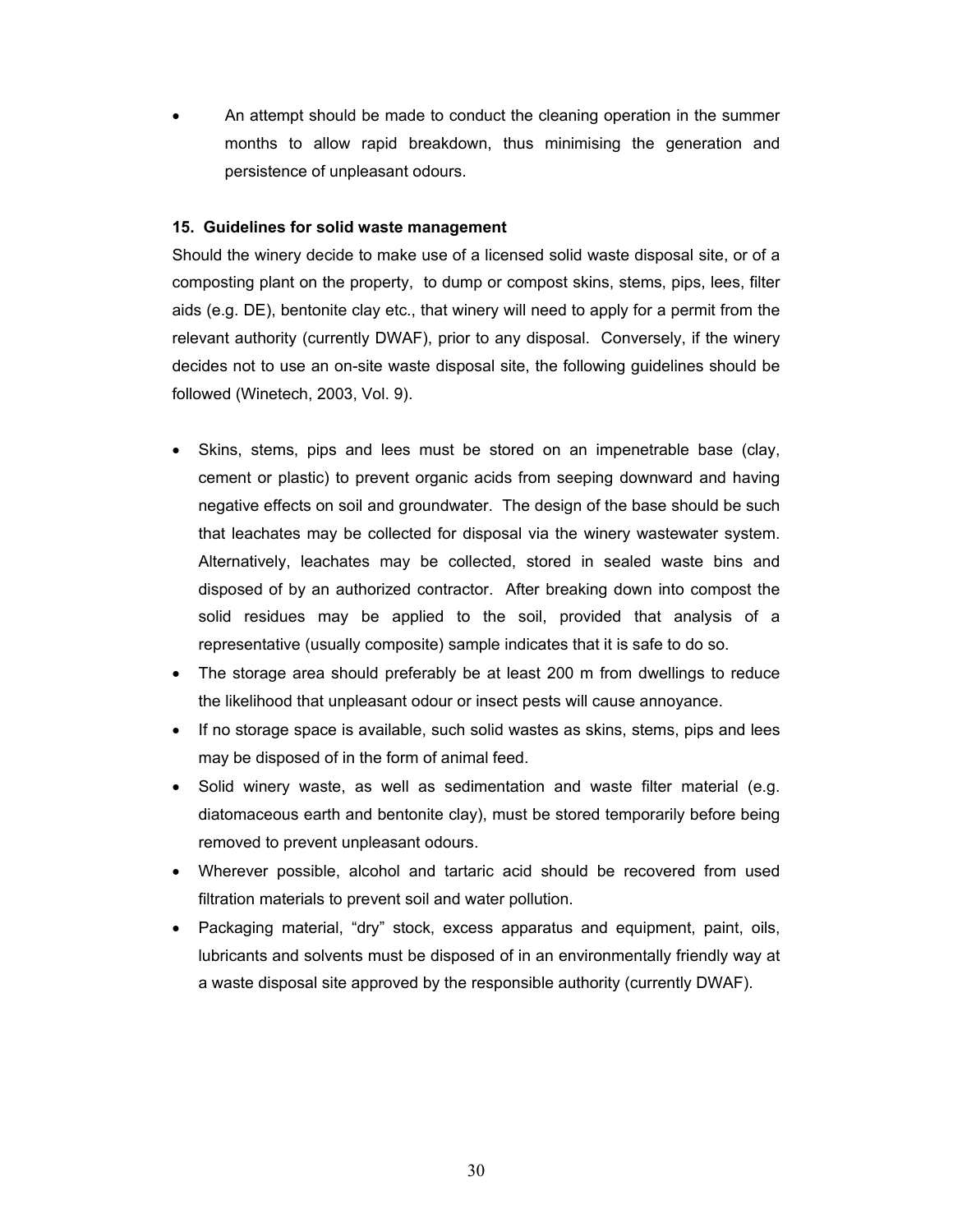- An attempt should be made to conduct the cleaning operation in the summer months to allow rapid breakdown, thus minimising the generation and persistence of unpleasant odours.

**15. Guidelines for solid waste management**

Should the winery decide to make use of a licensed solid waste disposal site, or of a composting plant on the property, to dump or compost skins, stems, pips, lees, filter aids (e.g. DE), bentonite clay etc., that winery will need to apply for a permit from the relevant authority (currently DWAF), prior to any disposal. Conversely, if the winery decides not to use an on-site waste disposal site, the following guidelines should be followed (Winetech, 2003, Vol. 9).

- Skins, stems, pips and lees must be stored on an impenetrable base (clay, cement or plastic) to prevent organic acids from seeping downward and having negative effects on soil and groundwater. The design of the base should be such that leachates may be collected for disposal via the winery wastewater system. Alternatively, leachates may be collected, stored in sealed waste bins and disposed of by an authorized contractor. After breaking down into compost the solid residues may be applied to the soil, provided that analysis of a representative (usually composite) sample indicates that it is safe to do so.
- The storage area should preferably be at least 200 m from dwellings to reduce the likelihood that unpleasant odour or insect pests will cause annoyance.
- If no storage space is available, such solid wastes as skins, stems, pips and lees may be disposed of in the form of animal feed.
- Solid winery waste, as well as sedimentation and waste filter material (e.g. diatomaceous earth and bentonite clay), must be stored temporarily before being removed to prevent unpleasant odours.
- Wherever possible, alcohol and tartaric acid should be recovered from used filtration materials to prevent soil and water pollution.
- Packaging material, "dry" stock, excess apparatus and equipment, paint, oils, lubricants and solvents must be disposed of in an environmentally friendly way at a waste disposal site approved by the responsible authority (currently DWAF).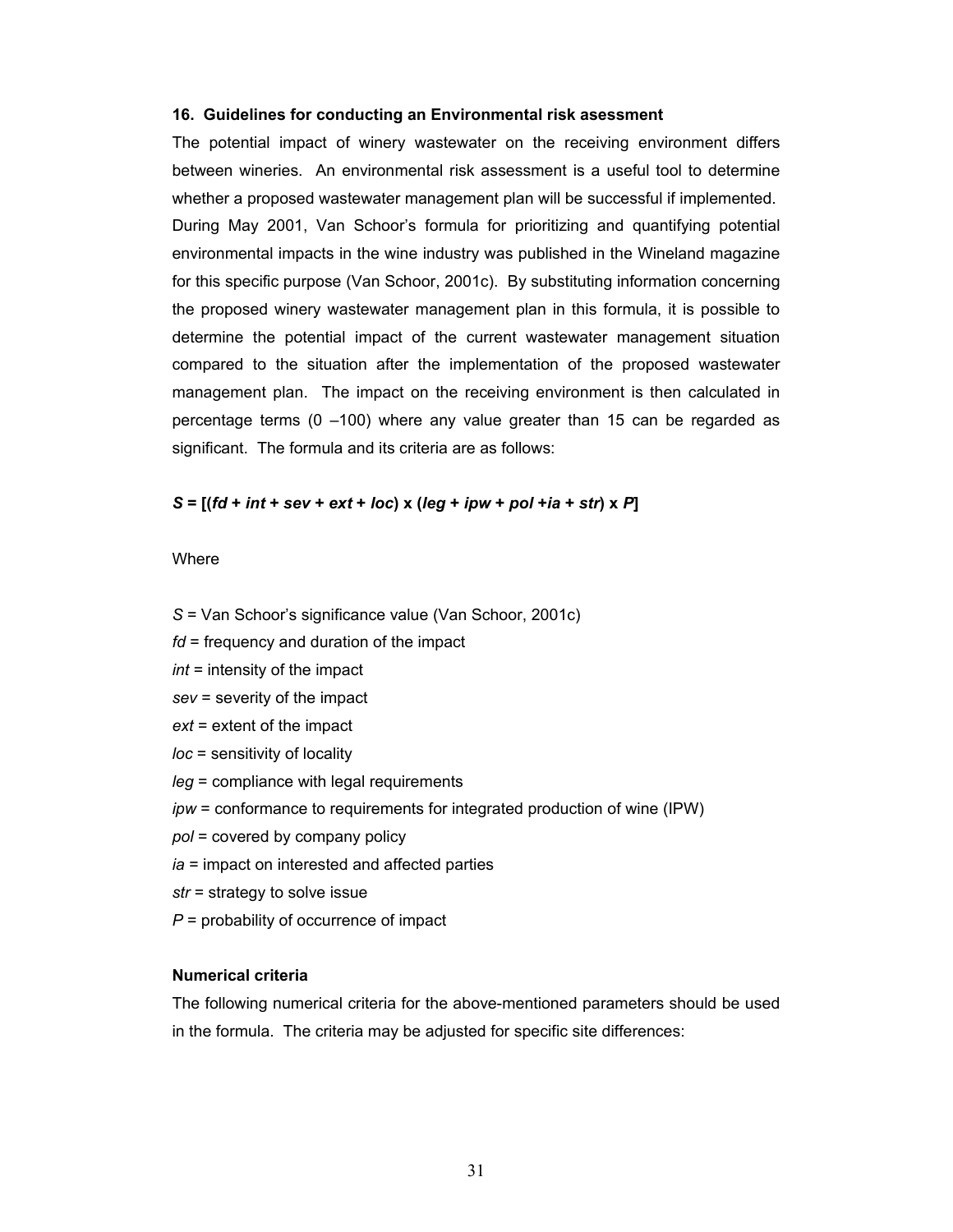## 16. Guidelines for conducting an Environmental risk asessment

The potential impact of winery wastewater on the receiving environment differs between wineries. An environmental risk assessment is a useful tool to determine whether a proposed wastewater management plan will be successful if implemented. During May 2001, Van Schoor's formula for prioritizing and quantifying potential environmental impacts in the wine industry was published in the Wineland magazine for this specific purpose (Van Schoor, 2001c). By substituting information concerning the proposed winery wastewater management plan in this formula, it is possible to determine the potential impact of the current wastewater management situation compared to the situation after the implementation of the proposed wastewater management plan. The impact on the receiving environment is then calculated in percentage terms (0 –100) where any value greater than 15 can be regarded as significant. The formula and its criteria are as follows:

$$S = [(fd + int + sev + ext + loc) \times (leg + ipw + pol + ia + str) \times P]$$

Where

$S$ = Van Schoor's significance value (Van Schoor, 2001c)

$fd$ = frequency and duration of the impact

$int$ = intensity of the impact

$sev$ = severity of the impact

$ext$ = extent of the impact

$loc$ = sensitivity of locality

$leg$ = compliance with legal requirements

$ipw$ = conformance to requirements for integrated production of wine (IPW)

$pol$ = covered by company policy

$ia$ = impact on interested and affected parties

$str$ = strategy to solve issue

$P$ = probability of occurrence of impact

**Numerical criteria**

The following numerical criteria for the above-mentioned parameters should be used in the formula. The criteria may be adjusted for specific site differences: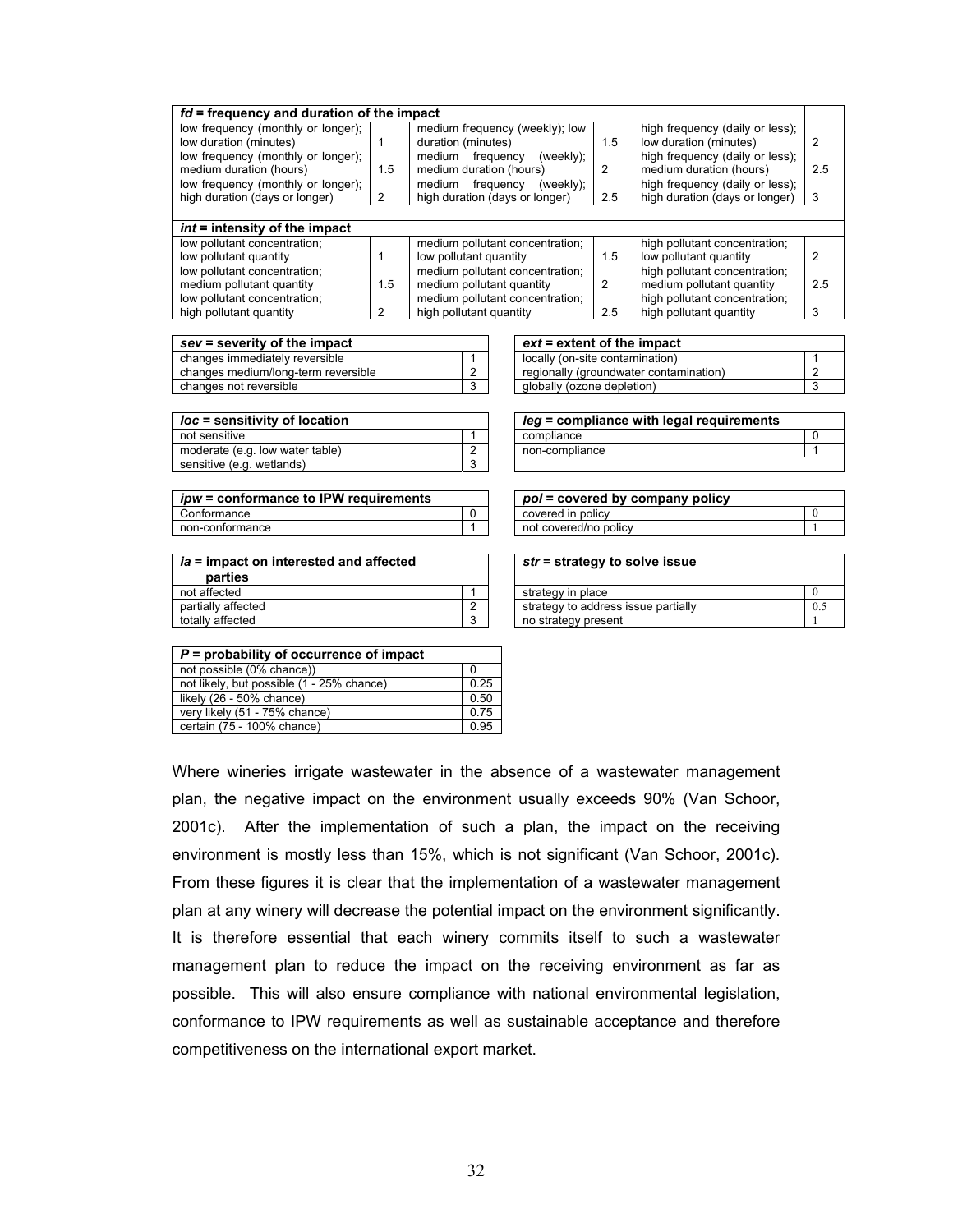| ***fd* = frequency and duration of the impact** | | | | | |
|---|---|---|---|---|---|
| low frequency (monthly or longer); low duration (minutes) | 1 | medium frequency (weekly); low duration (minutes) | 1.5 | high frequency (daily or less); low duration (minutes) | 2 |
| low frequency (monthly or longer); medium duration (hours) | 1.5 | medium frequency (weekly); medium duration (hours) | 2 | high frequency (daily or less); medium duration (hours) | 2.5 |
| low frequency (monthly or longer); high duration (days or longer) | 2 | medium frequency (weekly); high duration (days or longer) | 2.5 | high frequency (daily or less); high duration (days or longer) | 3 |

| ***int* = intensity of the impact** | | | | | |
|---|---|---|---|---|---|
| low pollutant concentration; low pollutant quantity | 1 | medium pollutant concentration; low pollutant quantity | 1.5 | high pollutant concentration; low pollutant quantity | 2 |
| low pollutant concentration; medium pollutant quantity | 1.5 | medium pollutant concentration; medium pollutant quantity | 2 | high pollutant concentration; medium pollutant quantity | 2.5 |
| low pollutant concentration; high pollutant quantity | 2 | medium pollutant concentration; high pollutant quantity | 2.5 | high pollutant concentration; high pollutant quantity | 3 |

| ***sev* = severity of the impact** | |
|---|---|
| changes immediately reversible | 1 |
| changes medium/long-term reversible | 2 |
| changes not reversible | 3 |

| ***ext* = extent of the impact** | |
|---|---|
| locally (on-site contamination) | 1 |
| regionally (groundwater contamination) | 2 |
| globally (ozone depletion) | 3 |

| ***loc* = sensitivity of location** | |
|---|---|
| not sensitive | 1 |
| moderate (e.g. low water table) | 2 |
| sensitive (e.g. wetlands) | 3 |

| ***leg* = compliance with legal requirements** | |
|---|---|
| compliance | 0 |
| non-compliance | 1 |

| ***ipw* = conformance to IPW requirements** | |
|---|---|
| Conformance | 0 |
| non-conformance | 1 |

| ***pol* = covered by company policy** | |
|---|---|
| covered in policy | 0 |
| not covered/no policy | 1 |

| ***ia* = impact on interested and affected parties** | |
|---|---|
| not affected | 1 |
| partially affected | 2 |
| totally affected | 3 |

| ***str* = strategy to solve issue** | |
|---|---|
| strategy in place | 0 |
| strategy to address issue partially | 0.5 |
| no strategy present | 1 |

| ***P* = probability of occurrence of impact** | |
|---|---|
| not possible (0% chance)) | 0 |
| not likely, but possible (1 - 25% chance) | 0.25 |
| likely (26 - 50% chance) | 0.50 |
| very likely (51 - 75% chance) | 0.75 |
| certain (75 - 100% chance) | 0.95 |

Where wineries irrigate wastewater in the absence of a wastewater management plan, the negative impact on the environment usually exceeds 90% (Van Schoor, 2001c). After the implementation of such a plan, the impact on the receiving environment is mostly less than 15%, which is not significant (Van Schoor, 2001c). From these figures it is clear that the implementation of a wastewater management plan at any winery will decrease the potential impact on the environment significantly. It is therefore essential that each winery commits itself to such a wastewater management plan to reduce the impact on the receiving environment as far as possible. This will also ensure compliance with national environmental legislation, conformance to IPW requirements as well as sustainable acceptance and therefore competitiveness on the international export market.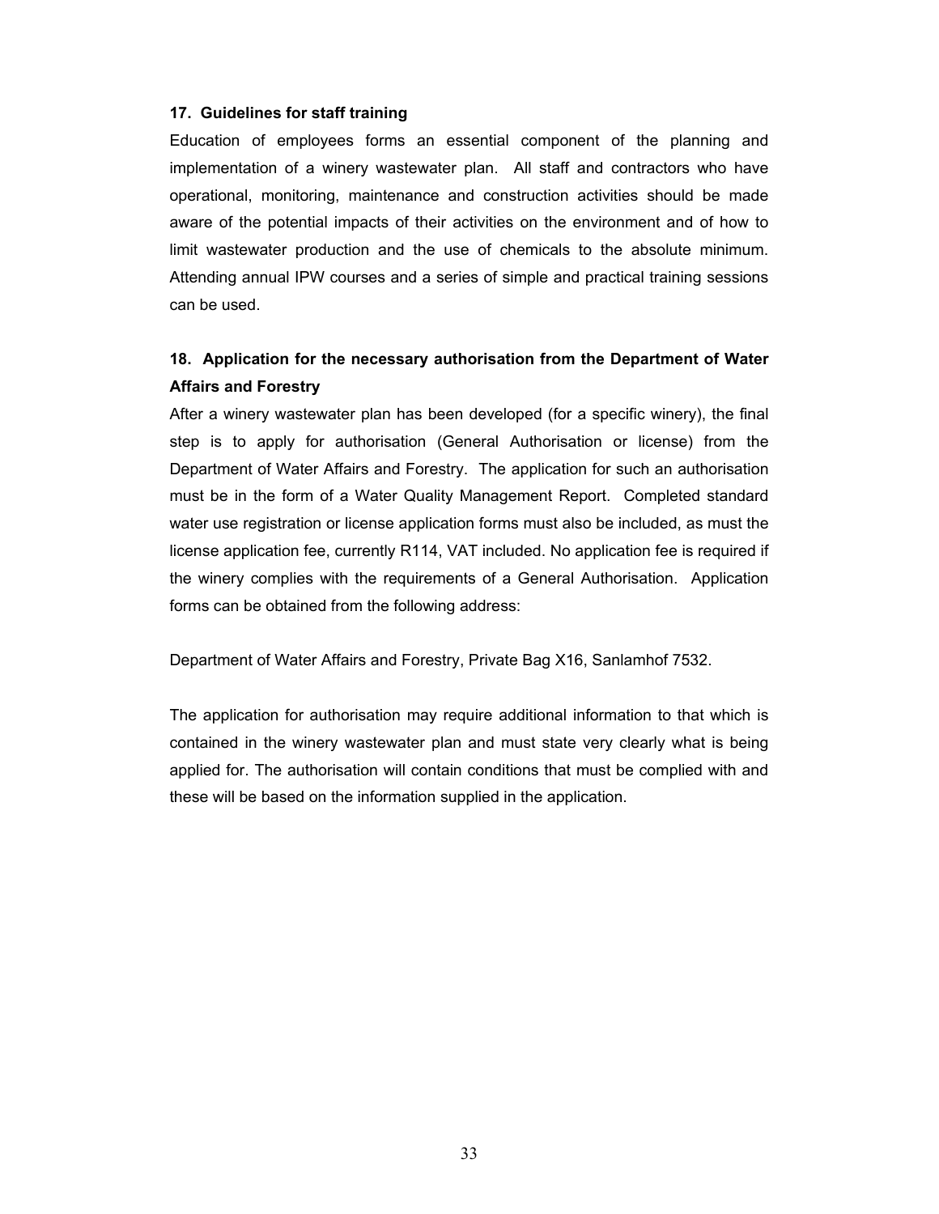### 17. Guidelines for staff training

Education of employees forms an essential component of the planning and implementation of a winery wastewater plan. All staff and contractors who have operational, monitoring, maintenance and construction activities should be made aware of the potential impacts of their activities on the environment and of how to limit wastewater production and the use of chemicals to the absolute minimum. Attending annual IPW courses and a series of simple and practical training sessions can be used.

### 18. Application for the necessary authorisation from the Department of Water Affairs and Forestry

After a winery wastewater plan has been developed (for a specific winery), the final step is to apply for authorisation (General Authorisation or license) from the Department of Water Affairs and Forestry. The application for such an authorisation must be in the form of a Water Quality Management Report. Completed standard water use registration or license application forms must also be included, as must the license application fee, currently R114, VAT included. No application fee is required if the winery complies with the requirements of a General Authorisation. Application forms can be obtained from the following address:

Department of Water Affairs and Forestry, Private Bag X16, Sanlamhof 7532.

The application for authorisation may require additional information to that which is contained in the winery wastewater plan and must state very clearly what is being applied for. The authorisation will contain conditions that must be complied with and these will be based on the information supplied in the application.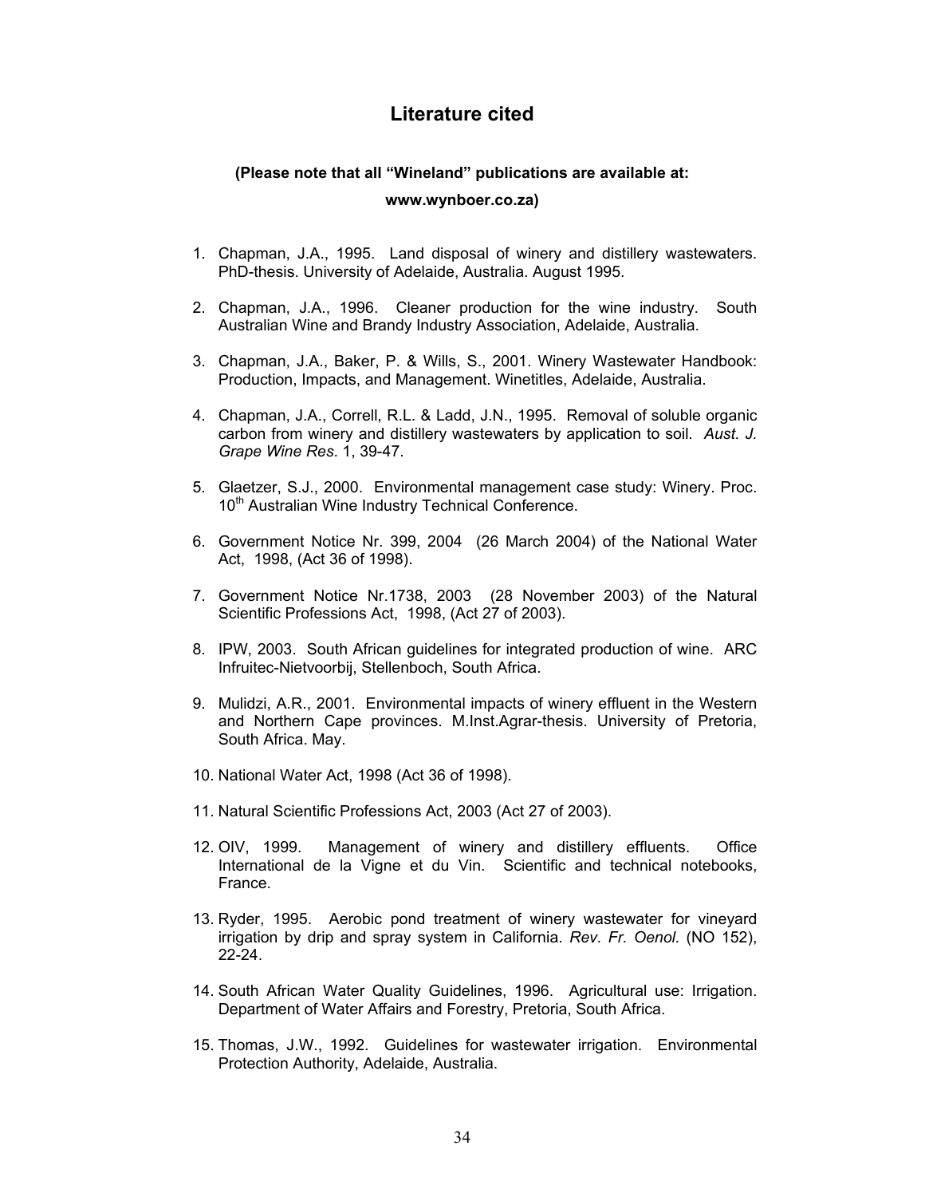# Literature cited

**(Please note that all "Wineland" publications are available at: www.wynboer.co.za)**

1. Chapman, J.A., 1995. Land disposal of winery and distillery wastewaters. PhD-thesis. University of Adelaide, Australia. August 1995.

2. Chapman, J.A., 1996. Cleaner production for the wine industry. South Australian Wine and Brandy Industry Association, Adelaide, Australia.

3. Chapman, J.A., Baker, P. & Wills, S., 2001. Winery Wastewater Handbook: Production, Impacts, and Management. Winetitles, Adelaide, Australia.

4. Chapman, J.A., Correll, R.L. & Ladd, J.N., 1995. Removal of soluble organic carbon from winery and distillery wastewaters by application to soil. *Aust. J. Grape Wine Res*. 1, 39-47.

5. Glaetzer, S.J., 2000. Environmental management case study: Winery. Proc. 10th Australian Wine Industry Technical Conference.

6. Government Notice Nr. 399, 2004 (26 March 2004) of the National Water Act, 1998, (Act 36 of 1998).

7. Government Notice Nr.1738, 2003 (28 November 2003) of the Natural Scientific Professions Act, 1998, (Act 27 of 2003).

8. IPW, 2003. South African guidelines for integrated production of wine. ARC Infruitec-Nietvoorbij, Stellenboch, South Africa.

9. Mulidzi, A.R., 2001. Environmental impacts of winery effluent in the Western and Northern Cape provinces. M.Inst.Agrar-thesis. University of Pretoria, South Africa. May.

10. National Water Act, 1998 (Act 36 of 1998).

11. Natural Scientific Professions Act, 2003 (Act 27 of 2003).

12. OIV, 1999. Management of winery and distillery effluents. Office International de la Vigne et du Vin. Scientific and technical notebooks, France.

13. Ryder, 1995. Aerobic pond treatment of winery wastewater for vineyard irrigation by drip and spray system in California. *Rev. Fr. Oenol.* (NO 152), 22-24.

14. South African Water Quality Guidelines, 1996. Agricultural use: Irrigation. Department of Water Affairs and Forestry, Pretoria, South Africa.

15. Thomas, J.W., 1992. Guidelines for wastewater irrigation. Environmental Protection Authority, Adelaide, Australia.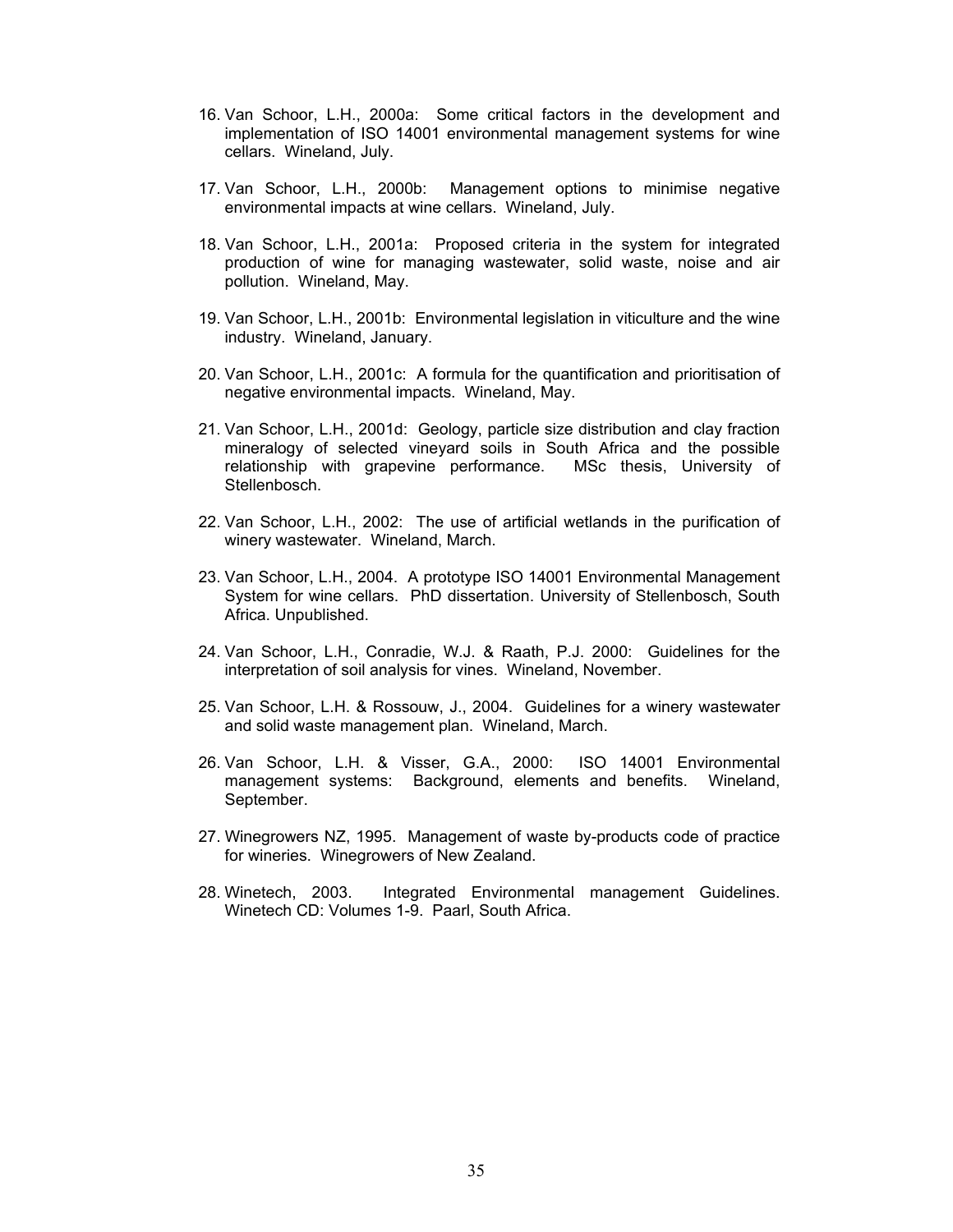16. Van Schoor, L.H., 2000a: Some critical factors in the development and implementation of ISO 14001 environmental management systems for wine cellars. Wineland, July.

17. Van Schoor, L.H., 2000b: Management options to minimise negative environmental impacts at wine cellars. Wineland, July.

18. Van Schoor, L.H., 2001a: Proposed criteria in the system for integrated production of wine for managing wastewater, solid waste, noise and air pollution. Wineland, May.

19. Van Schoor, L.H., 2001b: Environmental legislation in viticulture and the wine industry. Wineland, January.

20. Van Schoor, L.H., 2001c: A formula for the quantification and prioritisation of negative environmental impacts. Wineland, May.

21. Van Schoor, L.H., 2001d: Geology, particle size distribution and clay fraction mineralogy of selected vineyard soils in South Africa and the possible relationship with grapevine performance. MSc thesis, University of Stellenbosch.

22. Van Schoor, L.H., 2002: The use of artificial wetlands in the purification of winery wastewater. Wineland, March.

23. Van Schoor, L.H., 2004. A prototype ISO 14001 Environmental Management System for wine cellars. PhD dissertation. University of Stellenbosch, South Africa. Unpublished.

24. Van Schoor, L.H., Conradie, W.J. & Raath, P.J. 2000: Guidelines for the interpretation of soil analysis for vines. Wineland, November.

25. Van Schoor, L.H. & Rossouw, J., 2004. Guidelines for a winery wastewater and solid waste management plan. Wineland, March.

26. Van Schoor, L.H. & Visser, G.A., 2000: ISO 14001 Environmental management systems: Background, elements and benefits. Wineland, September.

27. Winegrowers NZ, 1995. Management of waste by-products code of practice for wineries. Winegrowers of New Zealand.

28. Winetech, 2003. Integrated Environmental management Guidelines. Winetech CD: Volumes 1-9. Paarl, South Africa.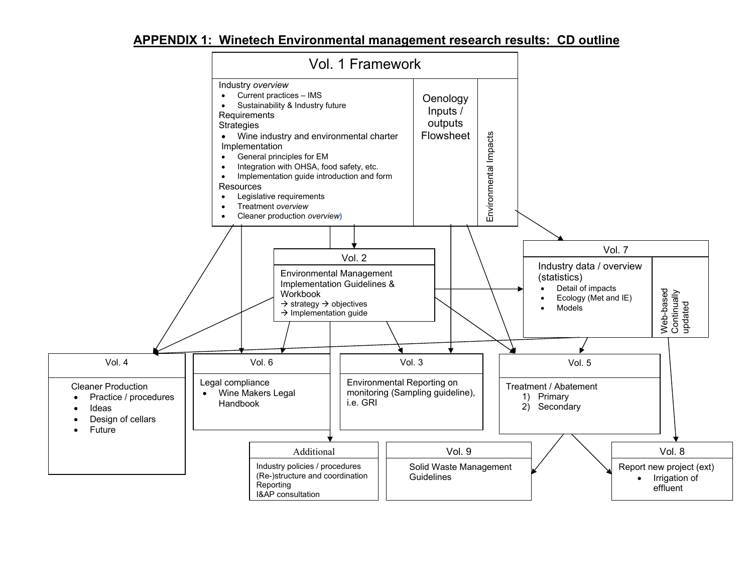## APPENDIX 1: Winetech Environmental management research results: CD outline

### Vol. 1 Framework

Industry *overview*
- Current practices – IMS
- Sustainability & Industry future

Requirements

Strategies
- Wine industry and environmental charter

Implementation
- General principles for EM
- Integration with OHSA, food safety, etc.
- Implementation guide introduction and form

Resources
- Legislative requirements
- Treatment *overview*
- Cleaner production *overview*)

Oenology Inputs / outputs Flowsheet

Environmental Impacts

### Vol. 2

Environmental Management Implementation Guidelines & Workbook
→ strategy → objectives
→ Implementation guide

### Vol. 7

Industry data / overview (statistics)
- Detail of impacts
- Ecology (Met and IE)
- Models

Web-based Continually updated

### Vol. 4

Cleaner Production
- Practice / procedures
- Ideas
- Design of cellars
- Future

### Vol. 6

Legal compliance
- Wine Makers Legal Handbook

### Vol. 3

Environmental Reporting on monitoring (Sampling guideline), i.e. GRI

### Vol. 5

Treatment / Abatement
1) Primary
2) Secondary

### Additional

Industry policies / procedures
(Re-)structure and coordination
Reporting
I&AP consultation

### Vol. 9

Solid Waste Management Guidelines

### Vol. 8

Report new project (ext)
- Irrigation of effluent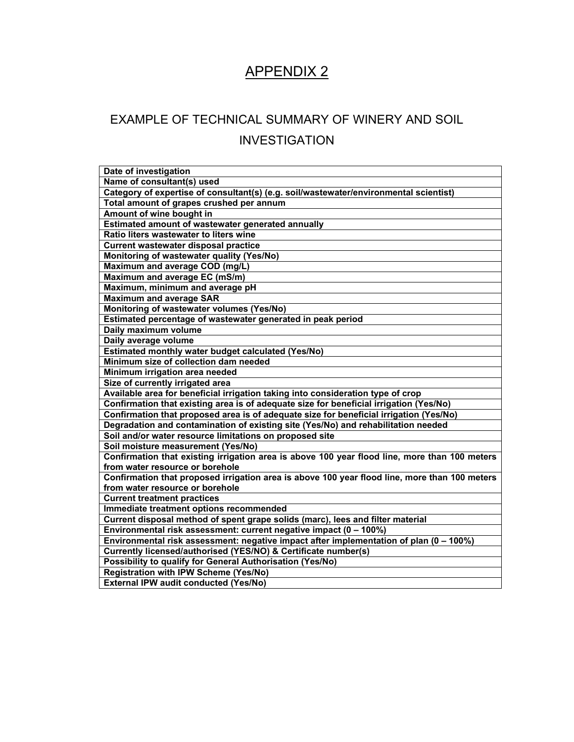# APPENDIX 2

## EXAMPLE OF TECHNICAL SUMMARY OF WINERY AND SOIL INVESTIGATION

| |
|---|
| **Date of investigation** |
| **Name of consultant(s) used** |
| **Category of expertise of consultant(s) (e.g. soil/wastewater/environmental scientist)** |
| **Total amount of grapes crushed per annum** |
| **Amount of wine bought in** |
| **Estimated amount of wastewater generated annually** |
| **Ratio liters wastewater to liters wine** |
| **Current wastewater disposal practice** |
| **Monitoring of wastewater quality (Yes/No)** |
| **Maximum and average COD (mg/L)** |
| **Maximum and average EC (mS/m)** |
| **Maximum, minimum and average pH** |
| **Maximum and average SAR** |
| **Monitoring of wastewater volumes (Yes/No)** |
| **Estimated percentage of wastewater generated in peak period** |
| **Daily maximum volume** |
| **Daily average volume** |
| **Estimated monthly water budget calculated (Yes/No)** |
| **Minimum size of collection dam needed** |
| **Minimum irrigation area needed** |
| **Size of currently irrigated area** |
| **Available area for beneficial irrigation taking into consideration type of crop** |
| **Confirmation that existing area is of adequate size for beneficial irrigation (Yes/No)** |
| **Confirmation that proposed area is of adequate size for beneficial irrigation (Yes/No)** |
| **Degradation and contamination of existing site (Yes/No) and rehabilitation needed** |
| **Soil and/or water resource limitations on proposed site** |
| **Soil moisture measurement (Yes/No)** |
| **Confirmation that existing irrigation area is above 100 year flood line, more than 100 meters from water resource or borehole** |
| **Confirmation that proposed irrigation area is above 100 year flood line, more than 100 meters from water resource or borehole** |
| **Current treatment practices** |
| **Immediate treatment options recommended** |
| **Current disposal method of spent grape solids (marc), lees and filter material** |
| **Environmental risk assessment: current negative impact (0 – 100%)** |
| **Environmental risk assessment: negative impact after implementation of plan (0 – 100%)** |
| **Currently licensed/authorised (YES/NO) & Certificate number(s)** |
| **Possibility to qualify for General Authorisation (Yes/No)** |
| **Registration with IPW Scheme (Yes/No)** |
| **External IPW audit conducted (Yes/No)** |